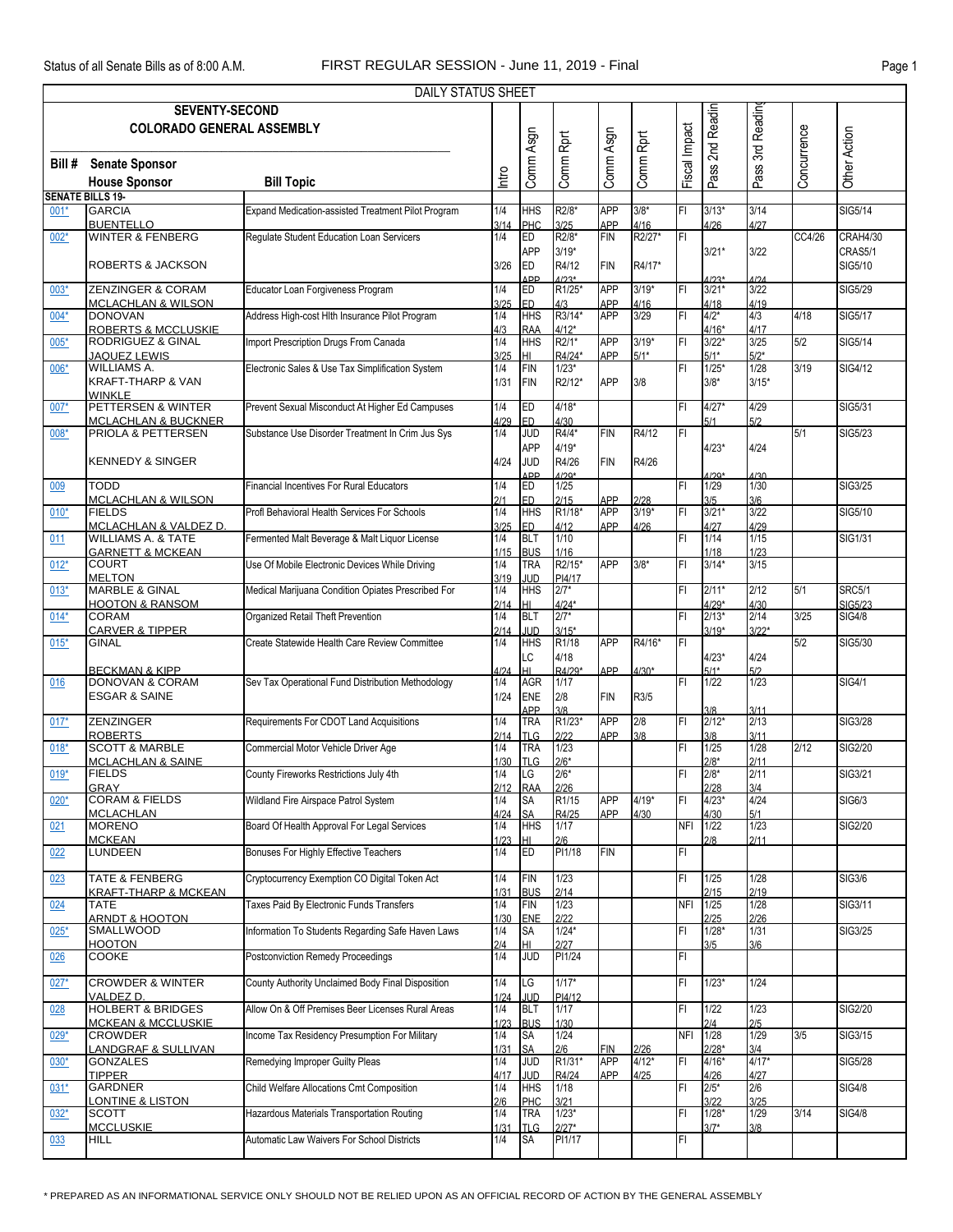Status of all Senate Bills as of 8:00 A.M. — FIRST REGULAR SESSION - June 11, 2019 - Final

DAILY STATUS SHEET

**SEVENTY-SECOND COLORADO GENERAL ASSEMBLY**

| Bill # | Senate Sponsor / House Sponsor | Bill Topic | Intro | Comm Asgn | Comm Rprt | Comm Asgn | Comm Rprt | Fiscal Impact | Pass 2nd Readin | Pass 3rd Reading | Concurrence | Other Action |
|---|---|---|---|---|---|---|---|---|---|---|---|---|
| **SENATE BILLS 19-** | | | | | | | | | | | | |
| 001* | GARCIA / BUENTELLO | Expand Medication-assisted Treatment Pilot Program | 1/4<br>3/14 | HHS<br>PHC | R2/8*<br>3/25 | APP<br>APP | 3/8*<br>4/16 | FI | 3/13*<br>4/26 | 3/14<br>4/27 | | SIG5/14 |
| 002* | WINTER & FENBERG / ROBERTS & JACKSON | Regulate Student Education Loan Servicers | 1/4<br><br>3/26 | ED<br>APP<br>ED<br>APP | R2/8*<br>3/19*<br>R4/12<br>4/23* | FIN<br><br>FIN | R2/27*<br><br>R4/17* | FI | <br>3/21*<br><br>4/23* | <br>3/22<br><br>4/24 | CC4/26 | CRAH4/30<br>CRAS5/1<br>SIG5/10 |
| 003* | ZENZINGER & CORAM / MCLACHLAN & WILSON | Educator Loan Forgiveness Program | 1/4<br>3/25 | ED<br>ED | R1/25*<br>4/3 | APP<br>APP | 3/19*<br>4/16 | FI | 3/21*<br>4/18 | 3/22<br>4/19 | | SIG5/29 |
| 004* | DONOVAN / ROBERTS & MCCLUSKIE | Address High-cost Hlth Insurance Pilot Program | 1/4<br>4/3 | HHS<br>RAA | R3/14*<br>4/12* | APP | 3/29 | FI | 4/2*<br>4/16* | 4/3<br>4/17 | 4/18 | SIG5/17 |
| 005* | RODRIGUEZ & GINAL / JAQUEZ LEWIS | Import Prescription Drugs From Canada | 1/4<br>3/25 | HHS<br>HI | R2/1*<br>R4/24* | APP<br>APP | 3/19*<br>5/1* | FI | 3/22*<br>5/1* | 3/25<br>5/2* | 5/2 | SIG5/14 |
| 006* | WILLIAMS A. / KRAFT-THARP & VAN WINKLE | Electronic Sales & Use Tax Simplification System | 1/4<br>1/31 | FIN<br>FIN | 1/23*<br>R2/12* | <br>APP | <br>3/8 | FI | 1/25*<br>3/8* | 1/28<br>3/15* | 3/19 | SIG4/12 |
| 007* | PETTERSEN & WINTER / MCLACHLAN & BUCKNER | Prevent Sexual Misconduct At Higher Ed Campuses | 1/4<br>4/29 | ED<br>ED | 4/18*<br>4/30 | | | FI | 4/27*<br>5/1 | 4/29<br>5/2 | | SIG5/31 |
| 008* | PRIOLA & PETTERSEN / KENNEDY & SINGER | Substance Use Disorder Treatment In Crim Jus Sys | 1/4<br><br>4/24 | JUD<br>APP<br>JUD<br>APP | R4/4*<br>4/19*<br>R4/26<br>4/29* | FIN<br><br>FIN | R4/12<br><br>R4/26 | FI | <br>4/23*<br><br>4/29* | <br>4/24<br><br>4/30 | 5/1 | SIG5/23 |
| 009 | TODD / MCLACHLAN & WILSON | Financial Incentives For Rural Educators | 1/4<br>2/1 | ED<br>ED | 1/25<br>2/15 | <br>APP | <br>2/28 | FI | 1/29<br>3/5 | 1/30<br>3/6 | | SIG3/25 |
| 010* | FIELDS / MCLACHLAN & VALDEZ D. | Profl Behavioral Health Services For Schools | 1/4<br>3/25 | HHS<br>ED | R1/18*<br>4/12 | APP<br>APP | 3/19*<br>4/26 | FI | 3/21*<br>4/27 | 3/22<br>4/29 | | SIG5/10 |
| 011 | WILLIAMS A. & TATE / GARNETT & MCKEAN | Fermented Malt Beverage & Malt Liquor License | 1/4<br>1/15 | BLT<br>BUS | 1/10<br>1/16 | | | FI | 1/14<br>1/18 | 1/15<br>1/23 | | SIG1/31 |
| 012* | COURT / MELTON | Use Of Mobile Electronic Devices While Driving | 1/4<br>3/19 | TRA<br>JUD | R2/15*<br>PI4/17 | APP | 3/8* | FI | 3/14* | 3/15 | | |
| 013* | MARBLE & GINAL / HOOTON & RANSOM | Medical Marijuana Condition Opiates Prescribed For | 1/4<br>2/14 | HHS<br>HI | 2/7*<br>4/24* | | | FI | 2/11*<br>4/29* | 2/12<br>4/30 | 5/1 | SRC5/1<br>SIG5/23 |
| 014* | CORAM / CARVER & TIPPER | Organized Retail Theft Prevention | 1/4<br>2/14 | BLT<br>JUD | 2/7*<br>3/15* | | | FI | 2/13*<br>3/19* | 2/14<br>3/22* | 3/25 | SIG4/8 |
| 015* | GINAL / BECKMAN & KIPP | Create Statewide Health Care Review Committee | 1/4<br><br>4/24 | HHS<br>LC<br>HI | R1/18<br>4/18<br>R4/29* | APP<br><br>APP | R4/16*<br><br>4/30* | FI | <br>4/23*<br>5/1* | <br>4/24<br>5/2 | 5/2 | SIG5/30 |
| 016 | DONOVAN & CORAM / ESGAR & SAINE | Sev Tax Operational Fund Distribution Methodology | 1/4<br>1/24 | AGR<br>ENE<br>APP | 1/17<br>2/8<br>3/8 | <br>FIN | <br>R3/5 | FI | 1/22<br><br>3/8 | 1/23<br><br>3/11 | | SIG4/1 |
| 017* | ZENZINGER / ROBERTS | Requirements For CDOT Land Acquisitions | 1/4<br>2/14 | TRA<br>TLG | R1/23*<br>2/22 | APP<br>APP | 2/8<br>3/8 | FI | 2/12*<br>3/8 | 2/13<br>3/11 | | SIG3/28 |
| 018* | SCOTT & MARBLE / MCLACHLAN & SAINE | Commercial Motor Vehicle Driver Age | 1/4<br>1/30 | TRA<br>TLG | 1/23<br>2/6* | | | FI | 1/25<br>2/8* | 1/28<br>2/11 | 2/12 | SIG2/20 |
| 019* | FIELDS / GRAY | County Fireworks Restrictions July 4th | 1/4<br>2/12 | LG<br>RAA | 2/6*<br>2/26 | | | FI | 2/8*<br>2/28 | 2/11<br>3/4 | | SIG3/21 |
| 020* | CORAM & FIELDS / MCLACHLAN | Wildland Fire Airspace Patrol System | 1/4<br>4/24 | SA<br>SA | R1/15<br>R4/25 | APP<br>APP | 4/19*<br>4/30 | FI | 4/23*<br>4/30 | 4/24<br>5/1 | | SIG6/3 |
| 021 | MORENO / MCKEAN | Board Of Health Approval For Legal Services | 1/4<br>1/23 | HHS<br>HI | 1/17<br>2/6 | | | NFI | 1/22<br>2/8 | 1/23<br>2/11 | | SIG2/20 |
| 022 | LUNDEEN | Bonuses For Highly Effective Teachers | 1/4 | ED | PI1/18 | FIN | | FI | | | | |
| 023 | TATE & FENBERG / KRAFT-THARP & MCKEAN | Cryptocurrency Exemption CO Digital Token Act | 1/4<br>1/31 | FIN<br>BUS | 1/23<br>2/14 | | | FI | 1/25<br>2/15 | 1/28<br>2/19 | | SIG3/6 |
| 024 | TATE / ARNDT & HOOTON | Taxes Paid By Electronic Funds Transfers | 1/4<br>1/30 | FIN<br>ENE | 1/23<br>2/22 | | | NFI | 1/25<br>2/25 | 1/28<br>2/26 | | SIG3/11 |
| 025* | SMALLWOOD / HOOTON | Information To Students Regarding Safe Haven Laws | 1/4<br>2/4 | SA<br>HI | 1/24*<br>2/27 | | | FI | 1/28*<br>3/5 | 1/31<br>3/6 | | SIG3/25 |
| 026 | COOKE | Postconviction Remedy Proceedings | 1/4 | JUD | PI1/24 | | | FI | | | | |
| 027* | CROWDER & WINTER / VALDEZ D. | County Authority Unclaimed Body Final Disposition | 1/4<br>1/24 | LG<br>JUD | 1/17*<br>PI4/12 | | | FI | 1/23* | 1/24 | | |
| 028 | HOLBERT & BRIDGES / MCKEAN & MCCLUSKIE | Allow On & Off Premises Beer Licenses Rural Areas | 1/4<br>1/23 | BLT<br>BUS | 1/17<br>1/30 | | | FI | 1/22<br>2/4 | 1/23<br>2/5 | | SIG2/20 |
| 029* | CROWDER / LANDGRAF & SULLIVAN | Income Tax Residency Presumption For Military | 1/4<br>1/31 | SA<br>SA | 1/24<br>2/6 | <br>FIN | <br>2/26 | NFI | 1/28<br>2/28* | 1/29<br>3/4 | 3/5 | SIG3/15 |
| 030* | GONZALES / TIPPER | Remedying Improper Guilty Pleas | 1/4<br>4/17 | JUD<br>JUD | R1/31*<br>R4/24 | APP<br>APP | 4/12*<br>4/25 | FI | 4/16*<br>4/26 | 4/17*<br>4/27 | | SIG5/28 |
| 031* | GARDNER / LONTINE & LISTON | Child Welfare Allocations Cmt Composition | 1/4<br>2/6 | HHS<br>PHC | 1/18<br>3/21 | | | FI | 2/5*<br>3/22 | 2/6<br>3/25 | | SIG4/8 |
| 032* | SCOTT / MCCLUSKIE | Hazardous Materials Transportation Routing | 1/4<br>1/31 | TRA<br>TLG | 1/23*<br>2/27* | | | FI | 1/28*<br>3/7* | 1/29<br>3/8 | 3/14 | SIG4/8 |
| 033 | HILL | Automatic Law Waivers For School Districts | 1/4 | SA | PI1/17 | | | FI | | | | |

* PREPARED AS AN INFORMATIONAL SERVICE ONLY SHOULD NOT BE RELIED UPON AS AN OFFICIAL RECORD OF ACTION BY THE GENERAL ASSEMBLY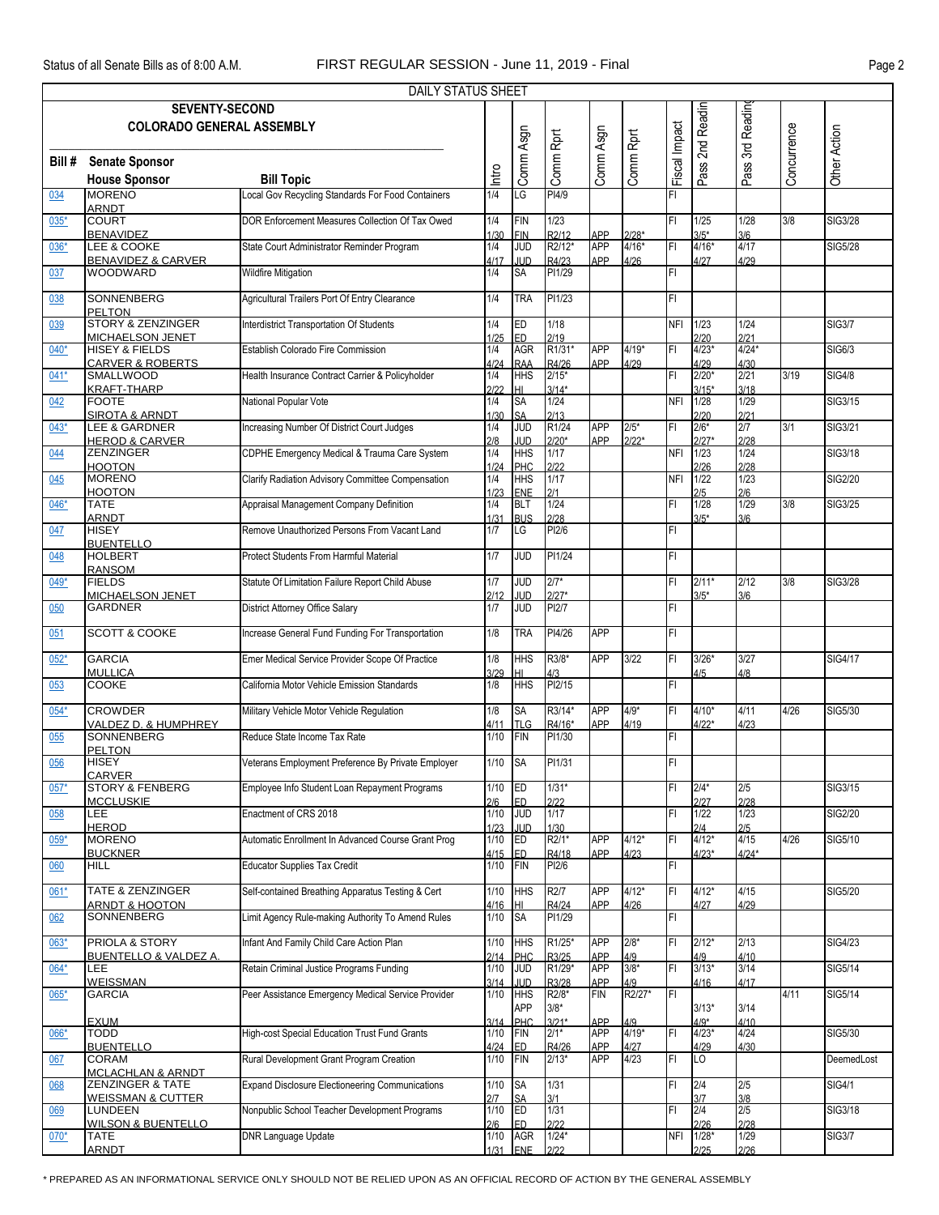Status of all Senate Bills as of 8:00 A.M. — FIRST REGULAR SESSION - June 11, 2019 - Final

DAILY STATUS SHEET

SEVENTY-SECOND COLORADO GENERAL ASSEMBLY

| Bill # | Senate Sponsor / House Sponsor | Bill Topic | Intro | Comm Asgn | Comm Rprt | Comm Asgn | Comm Rprt | Fiscal Impact | Pass 2nd Readin | Pass 3rd Reading | Concurrence | Other Action |
|---|---|---|---|---|---|---|---|---|---|---|---|---|
| 034 | MORENO / ARNDT | Local Gov Recycling Standards For Food Containers | 1/4 | LG | PI4/9 | | | FI | | | | |
| 035* | COURT / BENAVIDEZ | DOR Enforcement Measures Collection Of Tax Owed | 1/4 / 1/30 | FIN / FIN | 1/23 / R2/12 | APP | 2/28* | FI | 1/25 / 3/5* | 1/28 / 3/6 | 3/8 | SIG3/28 |
| 036* | LEE & COOKE / BENAVIDEZ & CARVER | State Court Administrator Reminder Program | 1/4 / 4/17 | JUD / JUD | R2/12* / R4/23 | APP / APP | 4/16* / 4/26 | FI | 4/16* / 4/27 | 4/17 / 4/29 | | SIG5/28 |
| 037 | WOODWARD | Wildfire Mitigation | 1/4 | SA | PI1/29 | | | FI | | | | |
| 038 | SONNENBERG / PELTON | Agricultural Trailers Port Of Entry Clearance | 1/4 | TRA | PI1/23 | | | FI | | | | |
| 039 | STORY & ZENZINGER / MICHAELSON JENET | Interdistrict Transportation Of Students | 1/4 / 1/25 | ED / ED | 1/18 / 2/19 | | | NFI | 1/23 / 2/20 | 1/24 / 2/21 | | SIG3/7 |
| 040* | HISEY & FIELDS / CARVER & ROBERTS | Establish Colorado Fire Commission | 1/4 / 4/24 | AGR / RAA | R1/31* / R4/26 | APP / APP | 4/19* / 4/29 | FI | 4/23* / 4/29 | 4/24* / 4/30 | | SIG6/3 |
| 041* | SMALLWOOD / KRAFT-THARP | Health Insurance Contract Carrier & Policyholder | 1/4 / 2/22 | HHS / HI | 2/15* / 3/14* | | | FI | 2/20* / 3/15* | 2/21 / 3/18 | 3/19 | SIG4/8 |
| 042 | FOOTE / SIROTA & ARNDT | National Popular Vote | 1/4 / 1/30 | SA / SA | 1/24 / 2/13 | | | NFI | 1/28 / 2/20 | 1/29 / 2/21 | | SIG3/15 |
| 043* | LEE & GARDNER / HEROD & CARVER | Increasing Number Of District Court Judges | 1/4 / 2/8 | JUD / JUD | R1/24 / 2/20* | APP / APP | 2/5* / 2/22* | FI | 2/6* / 2/27* | 2/7 / 2/28 | 3/1 | SIG3/21 |
| 044 | ZENZINGER / HOOTON | CDPHE Emergency Medical & Trauma Care System | 1/4 / 1/24 | HHS / PHC | 1/17 / 2/22 | | | NFI | 1/23 / 2/26 | 1/24 / 2/28 | | SIG3/18 |
| 045 | MORENO / HOOTON | Clarify Radiation Advisory Committee Compensation | 1/4 / 1/23 | HHS / ENE | 1/17 / 2/1 | | | NFI | 1/22 / 2/5 | 1/23 / 2/6 | | SIG2/20 |
| 046* | TATE / ARNDT | Appraisal Management Company Definition | 1/4 / 1/31 | BLT / BUS | 1/24 / 2/28 | | | FI | 1/28 / 3/5* | 1/29 / 3/6 | 3/8 | SIG3/25 |
| 047 | HISEY / BUENTELLO | Remove Unauthorized Persons From Vacant Land | 1/7 | LG | PI2/6 | | | FI | | | | |
| 048 | HOLBERT / RANSOM | Protect Students From Harmful Material | 1/7 | JUD | PI1/24 | | | FI | | | | |
| 049* | FIELDS / MICHAELSON JENET | Statute Of Limitation Failure Report Child Abuse | 1/7 / 2/12 | JUD / JUD | 2/7* / 2/27* | | | FI | 2/11* / 3/5* | 2/12 / 3/6 | 3/8 | SIG3/28 |
| 050 | GARDNER | District Attorney Office Salary | 1/7 | JUD | PI2/7 | | | FI | | | | |
| 051 | SCOTT & COOKE | Increase General Fund Funding For Transportation | 1/8 | TRA | PI4/26 | APP | | FI | | | | |
| 052* | GARCIA / MULLICA | Emer Medical Service Provider Scope Of Practice | 1/8 / 3/29 | HHS / HI | R3/8* / 4/3 | APP | 3/22 | FI | 3/26* / 4/5 | 3/27 / 4/8 | | SIG4/17 |
| 053 | COOKE | California Motor Vehicle Emission Standards | 1/8 | HHS | PI2/15 | | | FI | | | | |
| 054* | CROWDER / VALDEZ D. & HUMPHREY | Military Vehicle Motor Vehicle Regulation | 1/8 / 4/11 | SA / TLG | R3/14* / R4/16* | APP / APP | 4/9* / 4/19 | FI | 4/10* / 4/22* | 4/11 / 4/23 | 4/26 | SIG5/30 |
| 055 | SONNENBERG / PELTON | Reduce State Income Tax Rate | 1/10 | FIN | PI1/30 | | | FI | | | | |
| 056 | HISEY / CARVER | Veterans Employment Preference By Private Employer | 1/10 | SA | PI1/31 | | | FI | | | | |
| 057* | STORY & FENBERG / MCCLUSKIE | Employee Info Student Loan Repayment Programs | 1/10 / 2/6 | ED / ED | 1/31* / 2/22 | | | FI | 2/4* / 2/27 | 2/5 / 2/28 | | SIG3/15 |
| 058 | LEE / HEROD | Enactment of CRS 2018 | 1/10 / 1/23 | JUD / JUD | 1/17 / 1/30 | | | FI | 1/22 / 2/4 | 1/23 / 2/5 | | SIG2/20 |
| 059* | MORENO / BUCKNER | Automatic Enrollment In Advanced Course Grant Prog | 1/10 / 4/15 | ED / ED | R2/1* / R4/18 | APP / APP | 4/12* / 4/23 | FI | 4/12* / 4/23* | 4/15 / 4/24* | 4/26 | SIG5/10 |
| 060 | HILL | Educator Supplies Tax Credit | 1/10 | FIN | PI2/6 | | | FI | | | | |
| 061* | TATE & ZENZINGER / ARNDT & HOOTON | Self-contained Breathing Apparatus Testing & Cert | 1/10 / 4/16 | HHS / HI | R2/7 / R4/24 | APP / APP | 4/12* / 4/26 | FI | 4/12* / 4/27 | 4/15 / 4/29 | | SIG5/20 |
| 062 | SONNENBERG | Limit Agency Rule-making Authority To Amend Rules | 1/10 | SA | PI1/29 | | | FI | | | | |
| 063* | PRIOLA & STORY / BUENTELLO & VALDEZ A. | Infant And Family Child Care Action Plan | 1/10 / 2/14 | HHS / PHC | R1/25* / R3/25 | APP / APP | 2/8* / 4/9 | FI | 2/12* / 4/9 | 2/13 / 4/10 | | SIG4/23 |
| 064* | LEE / WEISSMAN | Retain Criminal Justice Programs Funding | 1/10 / 3/14 | JUD / JUD | R1/29* / R3/28 | APP / APP | 3/8* / 4/9 | FI | 3/13* / 4/16 | 3/14 / 4/17 | | SIG5/14 |
| 065* | GARCIA / EXUM | Peer Assistance Emergency Medical Service Provider | 1/10 / 3/14 | HHS / APP / PHC | R2/8* / 3/8* / 3/21* | FIN / APP | R2/27* / 4/9 | FI | 3/13* / 4/9* | 3/14 / 4/10 | 4/11 | SIG5/14 |
| 066* | TODD / BUENTELLO | High-cost Special Education Trust Fund Grants | 1/10 / 4/24 | FIN / ED | 2/1* / R4/26 | APP / APP | 4/19* / 4/27 | FI | 4/23* / 4/29 | 4/24 / 4/30 | | SIG5/30 |
| 067 | CORAM / MCLACHLAN & ARNDT | Rural Development Grant Program Creation | 1/10 | FIN | 2/13* | APP | 4/23 | FI | LO | | | DeemedLost |
| 068 | ZENZINGER & TATE / WEISSMAN & CUTTER | Expand Disclosure Electioneering Communications | 1/10 / 2/7 | SA / SA | 1/31 / 3/1 | | | FI | 2/4 / 3/7 | 2/5 / 3/8 | | SIG4/1 |
| 069 | LUNDEEN / WILSON & BUENTELLO | Nonpublic School Teacher Development Programs | 1/10 / 2/6 | ED / ED | 1/31 / 2/22 | | | FI | 2/4 / 2/26 | 2/5 / 2/28 | | SIG3/18 |
| 070* | TATE / ARNDT | DNR Language Update | 1/10 / 1/31 | AGR / ENE | 1/24* / 2/22 | | | NFI | 1/28* / 2/25 | 1/29 / 2/26 | | SIG3/7 |

* PREPARED AS AN INFORMATIONAL SERVICE ONLY SHOULD NOT BE RELIED UPON AS AN OFFICIAL RECORD OF ACTION BY THE GENERAL ASSEMBLY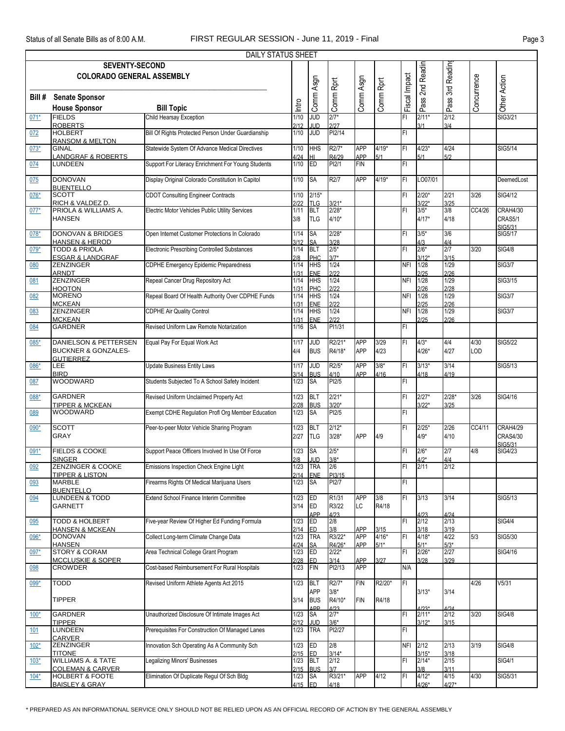DAILY STATUS SHEET

## SEVENTY-SECOND COLORADO GENERAL ASSEMBLY

| Bill # | Senate Sponsor / House Sponsor | Bill Topic | Intro | Comm Asgn | Comm Rprt | Comm Asgn | Comm Rprt | Fiscal Impact | Pass 2nd Readin | Pass 3rd Reading | Concurrence | Other Action |
|---|---|---|---|---|---|---|---|---|---|---|---|---|
| 071* | FIELDS / ROBERTS | Child Hearsay Exception | 1/10 / 2/12 | JUD / JUD | 2/7* / 2/27 | | | FI | 2/11* / 3/1 | 2/12 / 3/4 | | SIG3/21 |
| 072 | HOLBERT / RANSOM & MELTON | Bill Of Rights Protected Person Under Guardianship | 1/10 | JUD | PI2/14 | | | FI | | | | |
| 073* | GINAL / LANDGRAF & ROBERTS | Statewide System Of Advance Medical Directives | 1/10 / 4/24 | HHS / HI | R2/7* / R4/29 | APP / APP | 4/19* / 5/1 | FI | 4/23* / 5/1 | 4/24 / 5/2 | | SIG5/14 |
| 074 | LUNDEEN | Support For Literacy Enrichment For Young Students | 1/10 | ED | PI2/1 | FIN | | FI | | | | |
| 075 | DONOVAN / BUENTELLO | Display Original Colorado Constitution In Capitol | 1/10 | SA | R2/7 | APP | 4/19* | FI | LO07/01 | | | DeemedLost |
| 076* | SCOTT / RICH & VALDEZ D. | CDOT Consulting Engineer Contracts | 1/10 / 2/22 | 2/15* / TLG | 3/21* | | | FI | 2/20* / 3/22* | 2/21 / 3/25 | 3/26 | SIG4/12 |
| 077* | PRIOLA & WILLIAMS A. / HANSEN | Electric Motor Vehicles Public Utility Services | 1/11 / 3/8 | BLT / TLG | 2/28* / 4/10* | | | FI | 3/5* / 4/17* | 3/8 / 4/18 | CC4/26 | CRAH4/30 CRAS5/1 SIG5/31 |
| 078* | DONOVAN & BRIDGES / HANSEN & HEROD | Open Internet Customer Protections In Colorado | 1/14 / 3/12 | SA / SA | 2/28* / 3/28 | | | FI | 3/5* / 4/3 | 3/6 / 4/4 | | SIG5/17 |
| 079* | TODD & PRIOLA / ESGAR & LANDGRAF | Electronic Prescribing Controlled Substances | 1/14 / 2/8 | BLT / PHC | 2/5* / 3/7* | | | FI | 2/6* / 3/12* | 2/7 / 3/15 | 3/20 | SIG4/8 |
| 080 | ZENZINGER / ARNDT | CDPHE Emergency Epidemic Preparedness | 1/14 / 1/31 | HHS / ENE | 1/24 / 2/22 | | | NFI | 1/28 / 2/25 | 1/29 / 2/26 | | SIG3/7 |
| 081 | ZENZINGER / HOOTON | Repeal Cancer Drug Repository Act | 1/14 / 1/31 | HHS / PHC | 1/24 / 2/22 | | | NFI | 1/28 / 2/26 | 1/29 / 2/28 | | SIG3/15 |
| 082 | MORENO / MCKEAN | Repeal Board Of Health Authority Over CDPHE Funds | 1/14 / 1/31 | HHS / ENE | 1/24 / 2/22 | | | NFI | 1/28 / 2/25 | 1/29 / 2/26 | | SIG3/7 |
| 083 | ZENZINGER / MCKEAN | CDPHE Air Quality Control | 1/14 / 1/31 | HHS / ENE | 1/24 / 2/22 | | | NFI | 1/28 / 2/25 | 1/29 / 2/26 | | SIG3/7 |
| 084 | GARDNER | Revised Uniform Law Remote Notarization | 1/16 | SA | PI1/31 | | | FI | | | | |
| 085* | DANIELSON & PETTERSEN / BUCKNER & GONZALES-GUTIERREZ | Equal Pay For Equal Work Act | 1/17 / 4/4 | JUD / BUS | R2/21* / R4/18* | APP / APP | 3/29 / 4/23 | FI | 4/3* / 4/26* | 4/4 / 4/27 | 4/30 LOD | SIG5/22 |
| 086* | LEE / BIRD | Update Business Entity Laws | 1/17 / 3/14 | JUD / BUS | R2/5* / 4/10 | APP / APP | 3/8* / 4/16 | FI | 3/13* / 4/18 | 3/14 / 4/19 | | SIG5/13 |
| 087 | WOODWARD | Students Subjected To A School Safety Incident | 1/23 | SA | PI2/5 | | | FI | | | | |
| 088* | GARDNER / TIPPER & MCKEAN | Revised Uniform Unclaimed Property Act | 1/23 / 2/28 | BLT / BUS | 2/21* / 3/20* | | | FI | 2/27* / 3/22* | 2/28* / 3/25 | 3/26 | SIG4/16 |
| 089 | WOODWARD | Exempt CDHE Regulation Profl Org Member Education | 1/23 | SA | PI2/5 | | | FI | | | | |
| 090* | SCOTT / GRAY | Peer-to-peer Motor Vehicle Sharing Program | 1/23 / 2/27 | BLT / TLG | 2/12* / 3/28* | APP | 4/9 | FI | 2/25* / 4/9* | 2/26 / 4/10 | CC4/11 | CRAH4/29 CRAS4/30 SIG5/31 |
| 091* | FIELDS & COOKE / SINGER | Support Peace Officers Involved In Use Of Force | 1/23 / 2/8 | SA / JUD | 2/5* / 3/8* | | | FI | 2/6* / 4/2* | 2/7 / 4/4 | 4/8 | SIG4/23 |
| 092 | ZENZINGER & COOKE / TIPPER & LISTON | Emissions Inspection Check Engine Light | 1/23 / 2/14 | TRA / ENE | 2/6 / PI3/15 | | | FI | 2/11 | 2/12 | | |
| 093 | MARBLE / BUENTELLO | Firearms Rights Of Medical Marijuana Users | 1/23 | SA | PI2/7 | | | FI | | | | |
| 094 | LUNDEEN & TODD / GARNETT | Extend School Finance Interim Committee | 1/23 / 3/14 | ED / ED / APP | R1/31 / R3/22 / 4/23 | APP / LC | 3/8 / R4/18 | FI | 3/13 / 4/23 | 3/14 / 4/24 | | SIG5/13 |
| 095 | TODD & HOLBERT / HANSEN & MCKEAN | Five-year Review Of Higher Ed Funding Formula | 1/23 / 2/14 | ED / ED | 2/8 / 3/8 | APP | 3/15 | FI | 2/12 / 3/18 | 2/13 / 3/19 | | SIG4/4 |
| 096* | DONOVAN / HANSEN | Collect Long-term Climate Change Data | 1/23 / 4/24 | TRA / SA | R3/22* / R4/26* | APP / APP | 4/16* / 5/1* | FI | 4/18* / 5/1* | 4/22 / 5/3* | 5/3 | SIG5/30 |
| 097* | STORY & CORAM / MCCLUSKIE & SOPER | Area Technical College Grant Program | 1/23 / 2/28 | ED / ED | 2/22* / 3/14 | APP | 3/27 | FI | 2/26* / 3/28 | 2/27 / 3/29 | | SIG4/16 |
| 098 | CROWDER | Cost-based Reimbursement For Rural Hospitals | 1/23 | FIN | PI2/13 | APP | | N/A | | | | |
| 099* | TODD / TIPPER | Revised Uniform Athlete Agents Act 2015 | 1/23 / 3/14 | BLT / APP / BUS / APP | R2/7* / 3/8* / R4/10* / 4/23 | FIN / FIN | R2/20* / R4/18 | FI | 3/13* / 4/23* | 3/14 / 4/24 | 4/26 | V5/31 |
| 100* | GARDNER / TIPPER | Unauthorized Disclosure Of Intimate Images Act | 1/23 / 2/12 | SA / JUD | 2/7* / 3/6* | | | FI | 2/11* / 3/12* | 2/12 / 3/15 | 3/20 | SIG4/8 |
| 101 | LUNDEEN / CARVER | Prerequisites For Construction Of Managed Lanes | 1/23 | TRA | PI2/27 | | | FI | | | | |
| 102* | ZENZINGER / TITONE | Innovation Sch Operating As A Community Sch | 1/23 / 2/15 | ED / ED | 2/8 / 3/14* | | | NFI | 2/12 / 3/15* | 2/13 / 3/18 | 3/19 | SIG4/8 |
| 103* | WILLIAMS A. & TATE / COLEMAN & CARVER | Legalizing Minors' Businesses | 1/23 / 2/15 | BLT / BUS | 2/12 / 3/7 | | | FI | 2/14* / 3/8 | 2/15 / 3/11 | | SIG4/1 |
| 104* | HOLBERT & FOOTE / BAISLEY & GRAY | Elimination Of Duplicate Regul Of Sch Bldg | 1/23 / 4/15 | SA / ED | R3/21* / 4/18 | APP | 4/12 | FI | 4/12* / 4/26* | 4/15 / 4/27* | 4/30 | SIG5/31 |

\* PREPARED AS AN INFORMATIONAL SERVICE ONLY SHOULD NOT BE RELIED UPON AS AN OFFICIAL RECORD OF ACTION BY THE GENERAL ASSEMBLY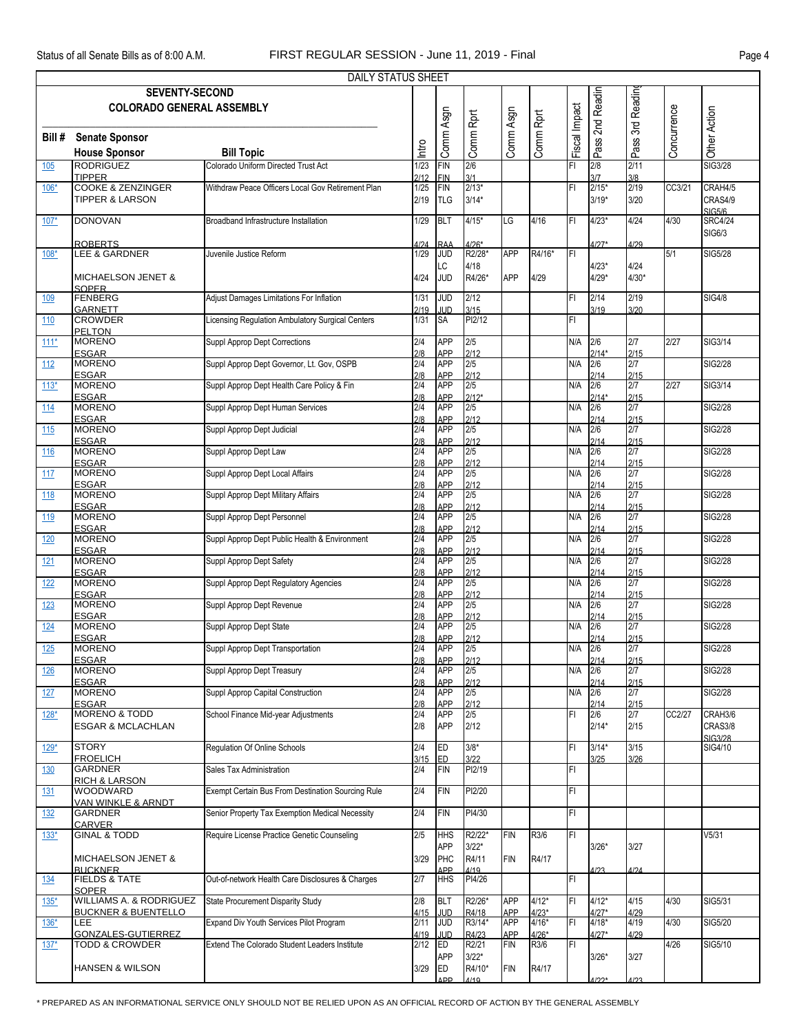Status of all Senate Bills as of 8:00 A.M. FIRST REGULAR SESSION - June 11, 2019 - Final

DAILY STATUS SHEET

SEVENTY-SECOND COLORADO GENERAL ASSEMBLY

| Bill # | Senate Sponsor / House Sponsor | Bill Topic | Intro | Comm Asgn | Comm Rprt | Comm Asgn | Comm Rprt | Fiscal Impact | Pass 2nd Readin | Pass 3rd Reading | Concurrence | Other Action |
|---|---|---|---|---|---|---|---|---|---|---|---|---|
| 105 | RODRIGUEZ<br>TIPPER | Colorado Uniform Directed Trust Act | 1/23<br>2/12 | FIN<br>FIN | 2/6<br>3/1 | | | FI | 2/8<br>3/7 | 2/11<br>3/8 | | SIG3/28 |
| 106* | COOKE & ZENZINGER<br>TIPPER & LARSON | Withdraw Peace Officers Local Gov Retirement Plan | 1/25<br>2/19 | FIN<br>TLG | 2/13*<br>3/14* | | | FI | 2/15*<br>3/19* | 2/19<br>3/20 | CC3/21 | CRAH4/5<br>CRAS4/9<br>SIG5/6 |
| 107* | DONOVAN<br>ROBERTS | Broadband Infrastructure Installation | 1/29<br>4/24 | BLT<br>RAA | 4/15*<br>4/26* | LG | 4/16 | FI | 4/23*<br>4/27* | 4/24<br>4/29 | 4/30 | SRC4/24<br>SIG6/3 |
| 108* | LEE & GARDNER<br>MICHAELSON JENET & SOPER | Juvenile Justice Reform | 1/29<br>4/24 | JUD<br>LC<br>JUD | R2/28*<br>4/18<br>R4/26* | APP<br>APP | R4/16*<br>4/29 | FI | 4/23*<br>4/29* | 4/24<br>4/30* | 5/1 | SIG5/28 |
| 109 | FENBERG<br>GARNETT | Adjust Damages Limitations For Inflation | 1/31<br>2/19 | JUD<br>JUD | 2/12<br>3/15 | | | FI | 2/14<br>3/19 | 2/19<br>3/20 | | SIG4/8 |
| 110 | CROWDER<br>PELTON | Licensing Regulation Ambulatory Surgical Centers | 1/31 | SA | PI2/12 | | | FI | | | | |
| 111* | MORENO<br>ESGAR | Suppl Approp Dept Corrections | 2/4<br>2/8 | APP<br>APP | 2/5<br>2/12 | | | N/A | 2/6<br>2/14* | 2/7<br>2/15 | 2/27 | SIG3/14 |
| 112 | MORENO<br>ESGAR | Suppl Approp Dept Governor, Lt. Gov, OSPB | 2/4<br>2/8 | APP<br>APP | 2/5<br>2/12 | | | N/A | 2/6<br>2/14 | 2/7<br>2/15 | | SIG2/28 |
| 113* | MORENO<br>ESGAR | Suppl Approp Dept Health Care Policy & Fin | 2/4<br>2/8 | APP<br>APP | 2/5<br>2/12* | | | N/A | 2/6<br>2/14* | 2/7<br>2/15 | 2/27 | SIG3/14 |
| 114 | MORENO<br>ESGAR | Suppl Approp Dept Human Services | 2/4<br>2/8 | APP<br>APP | 2/5<br>2/12 | | | N/A | 2/6<br>2/14 | 2/7<br>2/15 | | SIG2/28 |
| 115 | MORENO<br>ESGAR | Suppl Approp Dept Judicial | 2/4<br>2/8 | APP<br>APP | 2/5<br>2/12 | | | N/A | 2/6<br>2/14 | 2/7<br>2/15 | | SIG2/28 |
| 116 | MORENO<br>ESGAR | Suppl Approp Dept Law | 2/4<br>2/8 | APP<br>APP | 2/5<br>2/12 | | | N/A | 2/6<br>2/14 | 2/7<br>2/15 | | SIG2/28 |
| 117 | MORENO<br>ESGAR | Suppl Approp Dept Local Affairs | 2/4<br>2/8 | APP<br>APP | 2/5<br>2/12 | | | N/A | 2/6<br>2/14 | 2/7<br>2/15 | | SIG2/28 |
| 118 | MORENO<br>ESGAR | Suppl Approp Dept Military Affairs | 2/4<br>2/8 | APP<br>APP | 2/5<br>2/12 | | | N/A | 2/6<br>2/14 | 2/7<br>2/15 | | SIG2/28 |
| 119 | MORENO<br>ESGAR | Suppl Approp Dept Personnel | 2/4<br>2/8 | APP<br>APP | 2/5<br>2/12 | | | N/A | 2/6<br>2/14 | 2/7<br>2/15 | | SIG2/28 |
| 120 | MORENO<br>ESGAR | Suppl Approp Dept Public Health & Environment | 2/4<br>2/8 | APP<br>APP | 2/5<br>2/12 | | | N/A | 2/6<br>2/14 | 2/7<br>2/15 | | SIG2/28 |
| 121 | MORENO<br>ESGAR | Suppl Approp Dept Safety | 2/4<br>2/8 | APP<br>APP | 2/5<br>2/12 | | | N/A | 2/6<br>2/14 | 2/7<br>2/15 | | SIG2/28 |
| 122 | MORENO<br>ESGAR | Suppl Approp Dept Regulatory Agencies | 2/4<br>2/8 | APP<br>APP | 2/5<br>2/12 | | | N/A | 2/6<br>2/14 | 2/7<br>2/15 | | SIG2/28 |
| 123 | MORENO<br>ESGAR | Suppl Approp Dept Revenue | 2/4<br>2/8 | APP<br>APP | 2/5<br>2/12 | | | N/A | 2/6<br>2/14 | 2/7<br>2/15 | | SIG2/28 |
| 124 | MORENO<br>ESGAR | Suppl Approp Dept State | 2/4<br>2/8 | APP<br>APP | 2/5<br>2/12 | | | N/A | 2/6<br>2/14 | 2/7<br>2/15 | | SIG2/28 |
| 125 | MORENO<br>ESGAR | Suppl Approp Dept Transportation | 2/4<br>2/8 | APP<br>APP | 2/5<br>2/12 | | | N/A | 2/6<br>2/14 | 2/7<br>2/15 | | SIG2/28 |
| 126 | MORENO<br>ESGAR | Suppl Approp Dept Treasury | 2/4<br>2/8 | APP<br>APP | 2/5<br>2/12 | | | N/A | 2/6<br>2/14 | 2/7<br>2/15 | | SIG2/28 |
| 127 | MORENO<br>ESGAR | Suppl Approp Capital Construction | 2/4<br>2/8 | APP<br>APP | 2/5<br>2/12 | | | N/A | 2/6<br>2/14 | 2/7<br>2/15 | | SIG2/28 |
| 128* | MORENO & TODD<br>ESGAR & MCLACHLAN | School Finance Mid-year Adjustments | 2/4<br>2/8 | APP<br>APP | 2/5<br>2/12 | | | FI | 2/6<br>2/14* | 2/7<br>2/15 | CC2/27 | CRAH3/6<br>CRAS3/8<br>SIG3/28 |
| 129* | STORY<br>FROELICH | Regulation Of Online Schools | 2/4<br>3/15 | ED<br>ED | 3/8*<br>3/22 | | | FI | 3/14*<br>3/25 | 3/15<br>3/26 | | SIG4/10 |
| 130 | GARDNER<br>RICH & LARSON | Sales Tax Administration | 2/4 | FIN | PI2/19 | | | FI | | | | |
| 131 | WOODWARD<br>VAN WINKLE & ARNDT | Exempt Certain Bus From Destination Sourcing Rule | 2/4 | FIN | PI2/20 | | | FI | | | | |
| 132 | GARDNER<br>CARVER | Senior Property Tax Exemption Medical Necessity | 2/4 | FIN | PI4/30 | | | FI | | | | |
| 133* | GINAL & TODD<br>MICHAELSON JENET & BUCKNER | Require License Practice Genetic Counseling | 2/5<br>3/29 | HHS<br>APP<br>PHC<br>APP | R2/22*<br>3/22*<br>R4/11<br>4/19 | FIN<br>FIN | R3/6<br>R4/17 | FI | 3/26*<br>4/23 | 3/27<br>4/24 | | V5/31 |
| 134 | FIELDS & TATE<br>SOPER | Out-of-network Health Care Disclosures & Charges | 2/7 | HHS | PI4/26 | | | FI | | | | |
| 135* | WILLIAMS A. & RODRIGUEZ<br>BUCKNER & BUENTELLO | State Procurement Disparity Study | 2/8<br>4/15 | BLT<br>JUD | R2/26*<br>R4/18 | APP<br>APP | 4/12*<br>4/23* | FI | 4/12*<br>4/27* | 4/15<br>4/29 | 4/30 | SIG5/31 |
| 136* | LEE<br>GONZALES-GUTIERREZ | Expand Div Youth Services Pilot Program | 2/11<br>4/19 | JUD<br>JUD | R3/14*<br>R4/23 | APP<br>APP | 4/16*<br>4/26* | FI | 4/18*<br>4/27* | 4/19<br>4/29 | 4/30 | SIG5/20 |
| 137* | TODD & CROWDER<br>HANSEN & WILSON | Extend The Colorado Student Leaders Institute | 2/12<br>3/29 | ED<br>APP<br>ED<br>APP | R2/21<br>3/22*<br>R4/10*<br>4/19 | FIN<br>FIN | R3/6<br>R4/17 | FI | 3/26*<br>4/22* | 3/27<br>4/23 | 4/26 | SIG5/10 |

\* PREPARED AS AN INFORMATIONAL SERVICE ONLY SHOULD NOT BE RELIED UPON AS AN OFFICIAL RECORD OF ACTION BY THE GENERAL ASSEMBLY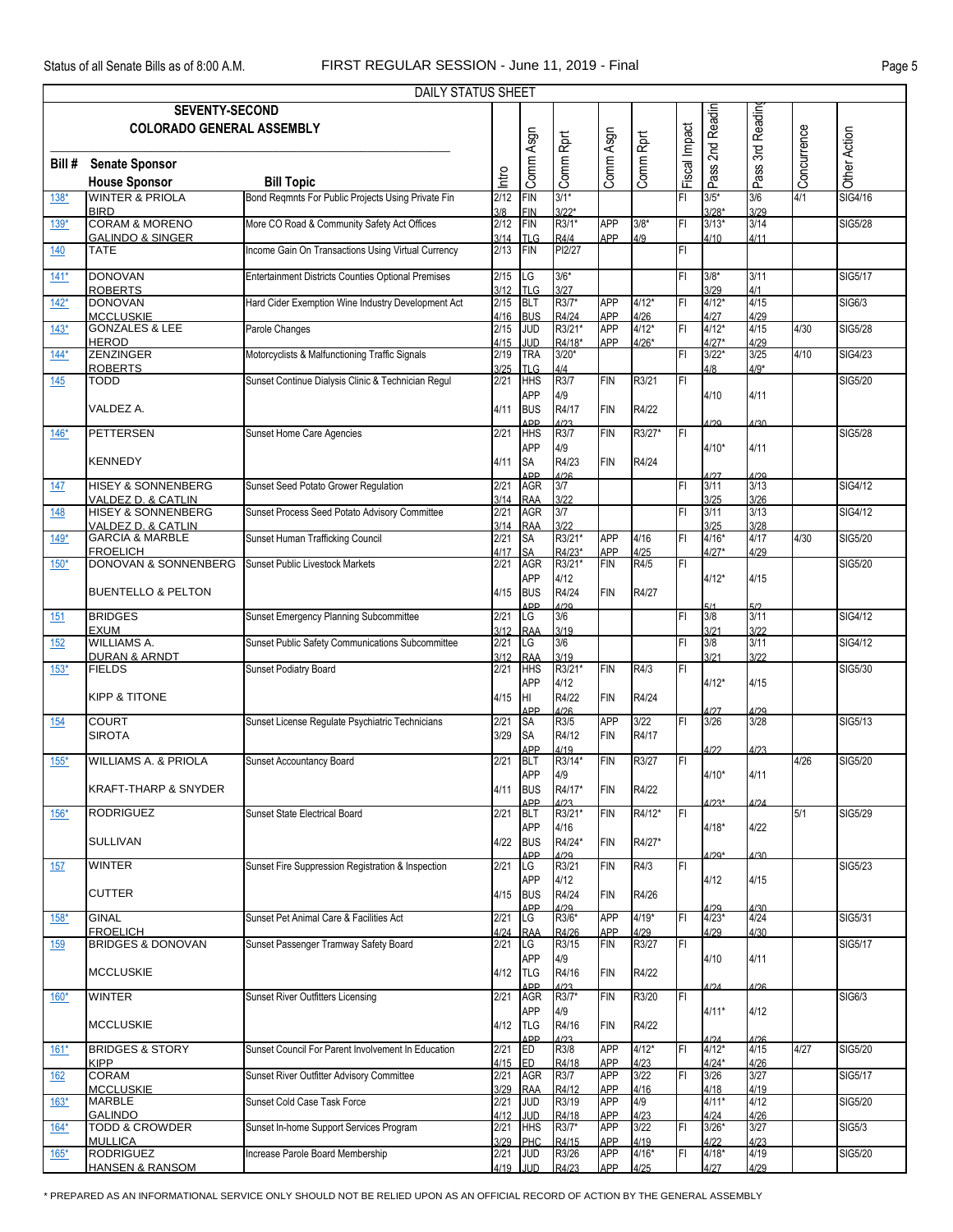DAILY STATUS SHEET

SEVENTY-SECOND COLORADO GENERAL ASSEMBLY

| Bill # | Senate Sponsor / House Sponsor | Bill Topic | Intro | Comm Asgn | Comm Rprt | Comm Asgn | Comm Rprt | Fiscal Impact | Pass 2nd Reading | Pass 3rd Reading | Concurrence | Other Action |
|---|---|---|---|---|---|---|---|---|---|---|---|---|
| 138* | WINTER & PRIOLA / BIRD | Bond Reqmnts For Public Projects Using Private Fin | 2/12 / 3/8 | FIN / FIN | 3/1* / 3/22* | | | FI | 3/5* / 3/28* | 3/6 / 3/29 | 4/1 | SIG4/16 |
| 139* | CORAM & MORENO / GALINDO & SINGER | More CO Road & Community Safety Act Offices | 2/12 / 3/14 | FIN / TLG | R3/1* / R4/4 | APP / APP | 3/8* / 4/9 | FI | 3/13* / 4/10 | 3/14 / 4/11 | | SIG5/28 |
| 140 | TATE | Income Gain On Transactions Using Virtual Currency | 2/13 | FIN | PI2/27 | | | FI | | | | |
| 141* | DONOVAN / ROBERTS | Entertainment Districts Counties Optional Premises | 2/15 / 3/12 | LG / TLG | 3/6* / 3/27 | | | FI | 3/8* / 3/29 | 3/11 / 4/1 | | SIG5/17 |
| 142* | DONOVAN / MCCLUSKIE | Hard Cider Exemption Wine Industry Development Act | 2/15 / 4/16 | BLT / BUS | R3/7* / R4/24 | APP / APP | 4/12* / 4/26 | FI | 4/12* / 4/27 | 4/15 / 4/29 | | SIG6/3 |
| 143* | GONZALES & LEE / HEROD | Parole Changes | 2/15 / 4/15 | JUD / JUD | R3/21* / R4/18* | APP / APP | 4/12* / 4/26* | FI | 4/12* / 4/27* | 4/15 / 4/29 | 4/30 | SIG5/28 |
| 144* | ZENZINGER / ROBERTS | Motorcyclists & Malfunctioning Traffic Signals | 2/19 / 3/25 | TRA / TLG | 3/20* / 4/4 | | | FI | 3/22* / 4/8 | 3/25 / 4/9* | 4/10 | SIG4/23 |
| 145 | TODD / VALDEZ A. | Sunset Continue Dialysis Clinic & Technician Regul | 2/21 / 4/11 | HHS / APP / BUS / APP | R3/7 / 4/9 / R4/17 / 4/23 | FIN / FIN | R3/21 / R4/22 | FI | 4/10 / 4/29 | 4/11 / 4/30 | | SIG5/20 |
| 146* | PETTERSEN / KENNEDY | Sunset Home Care Agencies | 2/21 / 4/11 | HHS / APP / SA / APP | R3/7 / 4/9 / R4/23 / 4/26 | FIN / FIN | R3/27* / R4/24 | FI | 4/10* / 4/27 | 4/11 / 4/29 | | SIG5/28 |
| 147 | HISEY & SONNENBERG / VALDEZ D. & CATLIN | Sunset Seed Potato Grower Regulation | 2/21 / 3/14 | AGR / RAA | 3/7 / 3/22 | | | FI | 3/11 / 3/25 | 3/13 / 3/26 | | SIG4/12 |
| 148 | HISEY & SONNENBERG / VALDEZ D. & CATLIN | Sunset Process Seed Potato Advisory Committee | 2/21 / 3/14 | AGR / RAA | 3/7 / 3/22 | | | FI | 3/11 / 3/25 | 3/13 / 3/28 | | SIG4/12 |
| 149* | GARCIA & MARBLE / FROELICH | Sunset Human Trafficking Council | 2/21 / 4/17 | SA / SA | R3/21* / R4/23* | APP / APP | 4/16 / 4/25 | FI | 4/16* / 4/27* | 4/17 / 4/29 | 4/30 | SIG5/20 |
| 150* | DONOVAN & SONNENBERG / BUENTELLO & PELTON | Sunset Public Livestock Markets | 2/21 / 4/15 | AGR / APP / BUS / APP | R3/21* / 4/12 / R4/24 / 4/29 | FIN / FIN | R4/5 / R4/27 | FI | 4/12* / 5/1 | 4/15 / 5/2 | | SIG5/20 |
| 151 | BRIDGES / EXUM | Sunset Emergency Planning Subcommittee | 2/21 / 3/12 | LG / RAA | 3/6 / 3/19 | | | FI | 3/8 / 3/21 | 3/11 / 3/22 | | SIG4/12 |
| 152 | WILLIAMS A. / DURAN & ARNDT | Sunset Public Safety Communications Subcommittee | 2/21 / 3/12 | LG / RAA | 3/6 / 3/19 | | | FI | 3/8 / 3/21 | 3/11 / 3/22 | | SIG4/12 |
| 153* | FIELDS / KIPP & TITONE | Sunset Podiatry Board | 2/21 / 4/15 | HHS / APP / HI / APP | R3/21* / 4/12 / R4/22 / 4/26 | FIN / FIN | R4/3 / R4/24 | FI | 4/12* / 4/27 | 4/15 / 4/29 | | SIG5/30 |
| 154 | COURT / SIROTA | Sunset License Regulate Psychiatric Technicians | 2/21 / 3/29 | SA / SA / APP | R3/5 / R4/12 / 4/19 | APP / FIN | 3/22 / R4/17 | FI | 3/26 / 4/22 | 3/28 / 4/23 | | SIG5/13 |
| 155* | WILLIAMS A. & PRIOLA / KRAFT-THARP & SNYDER | Sunset Accountancy Board | 2/21 / 4/11 | BLT / APP / BUS / APP | R3/14* / 4/9 / R4/17* / 4/23 | FIN / FIN | R3/27 / R4/22 | FI | 4/10* / 4/23* | 4/11 / 4/24 | 4/26 | SIG5/20 |
| 156* | RODRIGUEZ / SULLIVAN | Sunset State Electrical Board | 2/21 / 4/22 | BLT / APP / BUS / APP | R3/21* / 4/16 / R4/24* / 4/29 | FIN / FIN | R4/12* / R4/27* | FI | 4/18* / 4/29* | 4/22 / 4/30 | 5/1 | SIG5/29 |
| 157 | WINTER / CUTTER | Sunset Fire Suppression Registration & Inspection | 2/21 / 4/15 | LG / APP / BUS / APP | R3/21 / 4/12 / R4/24 / 4/29 | FIN / FIN | R4/3 / R4/26 | FI | 4/12 / 4/29 | 4/15 / 4/30 | | SIG5/23 |
| 158* | GINAL / FROELICH | Sunset Pet Animal Care & Facilities Act | 2/21 / 4/24 | LG / RAA | R3/6* / R4/26 | APP / APP | 4/19* / 4/29 | FI | 4/23* / 4/29 | 4/24 / 4/30 | | SIG5/31 |
| 159 | BRIDGES & DONOVAN / MCCLUSKIE | Sunset Passenger Tramway Safety Board | 2/21 / 4/12 | LG / APP / TLG / APP | R3/15 / 4/9 / R4/16 / 4/23 | FIN / FIN | R3/27 / R4/22 | FI | 4/10 / 4/24 | 4/11 / 4/26 | | SIG5/17 |
| 160* | WINTER / MCCLUSKIE | Sunset River Outfitters Licensing | 2/21 / 4/12 | AGR / APP / TLG / APP | R3/7* / 4/9 / R4/16 / 4/23 | FIN / FIN | R3/20 / R4/22 | FI | 4/11* / 4/24 | 4/12 / 4/26 | | SIG6/3 |
| 161* | BRIDGES & STORY / KIPP | Sunset Council For Parent Involvement In Education | 2/21 / 4/15 | ED / ED | R3/8 / R4/18 | APP / APP | 4/12* / 4/23 | FI | 4/12* / 4/24* | 4/15 / 4/26 | 4/27 | SIG5/20 |
| 162 | CORAM / MCCLUSKIE | Sunset River Outfitter Advisory Committee | 2/21 / 3/29 | AGR / RAA | R3/7 / R4/12 | APP / APP | 3/22 / 4/16 | FI | 3/26 / 4/18 | 3/27 / 4/19 | | SIG5/17 |
| 163* | MARBLE / GALINDO | Sunset Cold Case Task Force | 2/21 / 4/12 | JUD / JUD | R3/19 / R4/18 | APP / APP | 4/9 / 4/23 | | 4/11* / 4/24 | 4/12 / 4/26 | | SIG5/20 |
| 164* | TODD & CROWDER / MULLICA | Sunset In-home Support Services Program | 2/21 / 3/29 | HHS / PHC | R3/7* / R4/15 | APP / APP | 3/22 / 4/19 | FI | 3/26* / 4/22 | 3/27 / 4/23 | | SIG5/3 |
| 165* | RODRIGUEZ / HANSEN & RANSOM | Increase Parole Board Membership | 2/21 / 4/19 | JUD / JUD | R3/26 / R4/23 | APP / APP | 4/16* / 4/25 | FI | 4/18* / 4/27 | 4/19 / 4/29 | | SIG5/20 |

* PREPARED AS AN INFORMATIONAL SERVICE ONLY SHOULD NOT BE RELIED UPON AS AN OFFICIAL RECORD OF ACTION BY THE GENERAL ASSEMBLY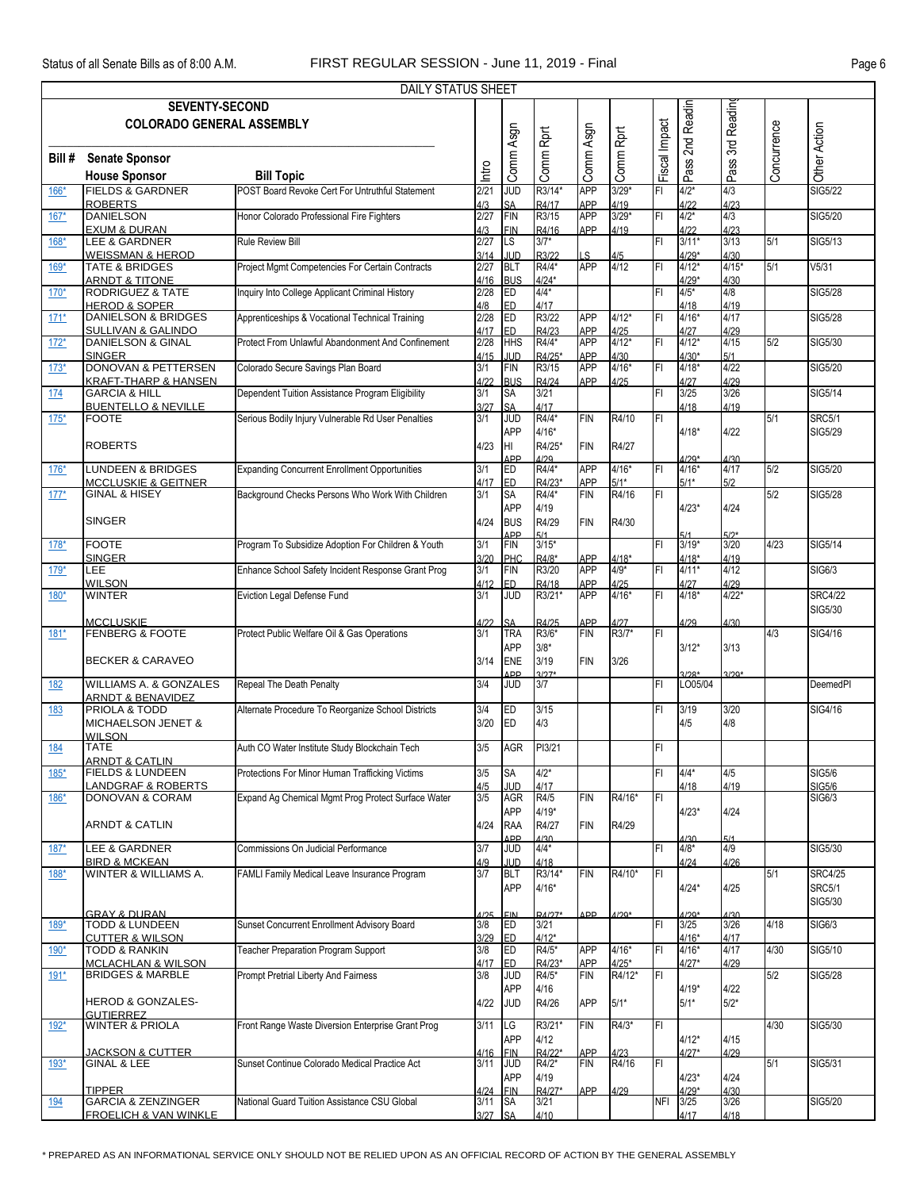DAILY STATUS SHEET

**SEVENTY-SECOND COLORADO GENERAL ASSEMBLY**

| Bill # | Senate Sponsor / House Sponsor | Bill Topic | Intro | Comm Asgn | Comm Rprt | Comm Asgn | Comm Rprt | Fiscal Impact | Pass 2nd Readin | Pass 3rd Reading | Concurrence | Other Action |
|---|---|---|---|---|---|---|---|---|---|---|---|---|
| 166* | FIELDS & GARDNER | POST Board Revoke Cert For Untruthful Statement | 2/21 | JUD | R3/14* | APP | 3/29* | FI | 4/2* | 4/3 | | SIG5/22 |
| | ROBERTS | | 4/3 | SA | R4/17 | APP | 4/19 | | 4/22 | 4/23 | | |
| 167* | DANIELSON | Honor Colorado Professional Fire Fighters | 2/27 | FIN | R3/15 | APP | 3/29* | FI | 4/2* | 4/3 | | SIG5/20 |
| | EXUM & DURAN | | 4/3 | FIN | R4/16 | APP | 4/19 | | 4/22 | 4/23 | | |
| 168* | LEE & GARDNER | Rule Review Bill | 2/27 | LS | 3/7* | | | FI | 3/11* | 3/13 | 5/1 | SIG5/13 |
| | WEISSMAN & HEROD | | 3/14 | JUD | R3/22 | LS | 4/5 | | 4/29* | 4/30 | | |
| 169* | TATE & BRIDGES | Project Mgmt Competencies For Certain Contracts | 2/27 | BLT | R4/4* | APP | 4/12 | FI | 4/12* | 4/15* | 5/1 | V5/31 |
| | ARNDT & TITONE | | 4/16 | BUS | 4/24* | | | | 4/29* | 4/30 | | |
| 170* | RODRIGUEZ & TATE | Inquiry Into College Applicant Criminal History | 2/28 | ED | 4/4* | | | FI | 4/5* | 4/8 | | SIG5/28 |
| | HEROD & SOPER | | 4/8 | ED | 4/17 | | | | 4/18 | 4/19 | | |
| 171* | DANIELSON & BRIDGES | Apprenticeships & Vocational Technical Training | 2/28 | ED | R3/22 | APP | 4/12* | FI | 4/16* | 4/17 | | SIG5/28 |
| | SULLIVAN & GALINDO | | 4/17 | ED | R4/23 | APP | 4/25 | | 4/27 | 4/29 | | |
| 172* | DANIELSON & GINAL | Protect From Unlawful Abandonment And Confinement | 2/28 | HHS | R4/4* | APP | 4/12* | FI | 4/12* | 4/15 | 5/2 | SIG5/30 |
| | SINGER | | 4/15 | JUD | R4/25* | APP | 4/30 | | 4/30* | 5/1 | | |
| 173* | DONOVAN & PETTERSEN | Colorado Secure Savings Plan Board | 3/1 | FIN | R3/15 | APP | 4/16* | FI | 4/18* | 4/22 | | SIG5/20 |
| | KRAFT-THARP & HANSEN | | 4/22 | BUS | R4/24 | APP | 4/25 | | 4/27 | 4/29 | | |
| 174 | GARCIA & HILL | Dependent Tuition Assistance Program Eligibility | 3/1 | SA | 3/21 | | | FI | 3/25 | 3/26 | | SIG5/14 |
| | BUENTELLO & NEVILLE | | 3/27 | SA | 4/17 | | | | 4/18 | 4/19 | | |
| 175* | FOOTE | Serious Bodily Injury Vulnerable Rd User Penalties | 3/1 | JUD | R4/4* | FIN | R4/10 | FI | | | 5/1 | SRC5/1 |
| | | | | APP | 4/16* | | | | 4/18* | 4/22 | | SIG5/29 |
| | ROBERTS | | 4/23 | HI | R4/25* | FIN | R4/27 | | | | | |
| | | | | APP | 4/29 | | | | 4/29* | 4/30 | | |
| 176* | LUNDEEN & BRIDGES | Expanding Concurrent Enrollment Opportunities | 3/1 | ED | R4/4* | APP | 4/16* | FI | 4/16* | 4/17 | 5/2 | SIG5/20 |
| | MCCLUSKIE & GEITNER | | 4/17 | ED | R4/23* | APP | 5/1* | | 5/1* | 5/2 | | |
| 177* | GINAL & HISEY | Background Checks Persons Who Work With Children | 3/1 | SA | R4/4* | FIN | R4/16 | FI | | | 5/2 | SIG5/28 |
| | | | | APP | 4/19 | | | | 4/23* | 4/24 | | |
| | SINGER | | 4/24 | BUS | R4/29 | FIN | R4/30 | | | | | |
| | | | | APP | 5/1 | | | | 5/1 | 5/2* | | |
| 178* | FOOTE | Program To Subsidize Adoption For Children & Youth | 3/1 | FIN | 3/15* | | | FI | 3/19* | 3/20 | 4/23 | SIG5/14 |
| | SINGER | | 3/20 | PHC | R4/8* | APP | 4/18* | | 4/18* | 4/19 | | |
| 179* | LEE | Enhance School Safety Incident Response Grant Prog | 3/1 | FIN | R3/20 | APP | 4/9* | FI | 4/11* | 4/12 | | SIG6/3 |
| | WILSON | | 4/12 | ED | R4/18 | APP | 4/25 | | 4/27 | 4/29 | | |
| 180* | WINTER | Eviction Legal Defense Fund | 3/1 | JUD | R3/21* | APP | 4/16* | FI | 4/18* | 4/22* | | SRC4/22 |
| | | | | | | | | | | | | SIG5/30 |
| | MCCLUSKIE | | 4/22 | SA | R4/25 | APP | 4/27 | | 4/29 | 4/30 | | |
| 181* | FENBERG & FOOTE | Protect Public Welfare Oil & Gas Operations | 3/1 | TRA | R3/6* | FIN | R3/7* | FI | | | 4/3 | SIG4/16 |
| | | | | APP | 3/8* | | | | 3/12* | 3/13 | | |
| | BECKER & CARAVEO | | 3/14 | ENE | 3/19 | FIN | 3/26 | | | | | |
| | | | | APP | 3/27* | | | | 3/28* | 3/29* | | |
| 182 | WILLIAMS A. & GONZALES | Repeal The Death Penalty | 3/4 | JUD | 3/7 | | | FI | LO05/04 | | | DeemedPI |
| | ARNDT & BENAVIDEZ | | | | | | | | | | | |
| 183 | PRIOLA & TODD | Alternate Procedure To Reorganize School Districts | 3/4 | ED | 3/15 | | | FI | 3/19 | 3/20 | | SIG4/16 |
| | MICHAELSON JENET & WILSON | | 3/20 | ED | 4/3 | | | | 4/5 | 4/8 | | |
| 184 | TATE | Auth CO Water Institute Study Blockchain Tech | 3/5 | AGR | PI3/21 | | | FI | | | | |
| | ARNDT & CATLIN | | | | | | | | | | | |
| 185* | FIELDS & LUNDEEN | Protections For Minor Human Trafficking Victims | 3/5 | SA | 4/2* | | | FI | 4/4* | 4/5 | | SIG5/6 |
| | LANDGRAF & ROBERTS | | 4/5 | JUD | 4/17 | | | | 4/18 | 4/19 | | SIG5/6 |
| 186* | DONOVAN & CORAM | Expand Ag Chemical Mgmt Prog Protect Surface Water | 3/5 | AGR | R4/5 | FIN | R4/16* | FI | | | | SIG6/3 |
| | | | | APP | 4/19* | | | | 4/23* | 4/24 | | |
| | ARNDT & CATLIN | | 4/24 | RAA | R4/27 | FIN | R4/29 | | | | | |
| | | | | APP | 4/30 | | | | 4/30 | 5/1 | | |
| 187* | LEE & GARDNER | Commissions On Judicial Performance | 3/7 | JUD | 4/4* | | | FI | 4/8* | 4/9 | | SIG5/30 |
| | BIRD & MCKEAN | | 4/9 | JUD | 4/18 | | | | 4/24 | 4/26 | | |
| 188* | WINTER & WILLIAMS A. | FAMLI Family Medical Leave Insurance Program | 3/7 | BLT | R3/14* | FIN | R4/10* | FI | | | 5/1 | SRC4/25 |
| | | | | APP | 4/16* | | | | 4/24* | 4/25 | | SRC5/1 |
| | | | | | | | | | | | | SIG5/30 |
| | GRAY & DURAN | | 4/25 | FIN | R4/27* | APP | 4/29* | | 4/29* | 4/30 | | |
| 189* | TODD & LUNDEEN | Sunset Concurrent Enrollment Advisory Board | 3/8 | ED | 3/21 | | | FI | 3/25 | 3/26 | 4/18 | SIG6/3 |
| | CUTTER & WILSON | | 3/29 | ED | 4/12* | | | | 4/16* | 4/17 | | |
| 190* | TODD & RANKIN | Teacher Preparation Program Support | 3/8 | ED | R4/5* | APP | 4/16* | FI | 4/16* | 4/17 | 4/30 | SIG5/10 |
| | MCLACHLAN & WILSON | | 4/17 | ED | R4/23* | APP | 4/25* | | 4/27* | 4/29 | | |
| 191* | BRIDGES & MARBLE | Prompt Pretrial Liberty And Fairness | 3/8 | JUD | R4/5* | FIN | R4/12* | FI | | | 5/2 | SIG5/28 |
| | | | | APP | 4/16 | | | | 4/19* | 4/22 | | |
| | HEROD & GONZALES-GUTIERREZ | | 4/22 | JUD | R4/26 | APP | 5/1* | | 5/1* | 5/2* | | |
| 192* | WINTER & PRIOLA | Front Range Waste Diversion Enterprise Grant Prog | 3/11 | LG | R3/21* | FIN | R4/3* | FI | | | 4/30 | SIG5/30 |
| | | | | APP | 4/12 | | | | 4/12* | 4/15 | | |
| | JACKSON & CUTTER | | 4/16 | FIN | R4/22* | APP | 4/23 | | 4/27* | 4/29 | | |
| 193* | GINAL & LEE | Sunset Continue Colorado Medical Practice Act | 3/11 | JUD | R4/2* | FIN | R4/16 | FI | | | 5/1 | SIG5/31 |
| | | | | APP | 4/19 | | | | 4/23* | 4/24 | | |
| | TIPPER | | 4/24 | FIN | R4/27* | APP | 4/29 | | 4/29* | 4/30 | | |
| 194 | GARCIA & ZENZINGER | National Guard Tuition Assistance CSU Global | 3/11 | SA | 3/21 | | | NFI | 3/25 | 3/26 | | SIG5/20 |
| | FROELICH & VAN WINKLE | | 3/27 | SA | 4/10 | | | | 4/17 | 4/18 | | |

\* PREPARED AS AN INFORMATIONAL SERVICE ONLY SHOULD NOT BE RELIED UPON AS AN OFFICIAL RECORD OF ACTION BY THE GENERAL ASSEMBLY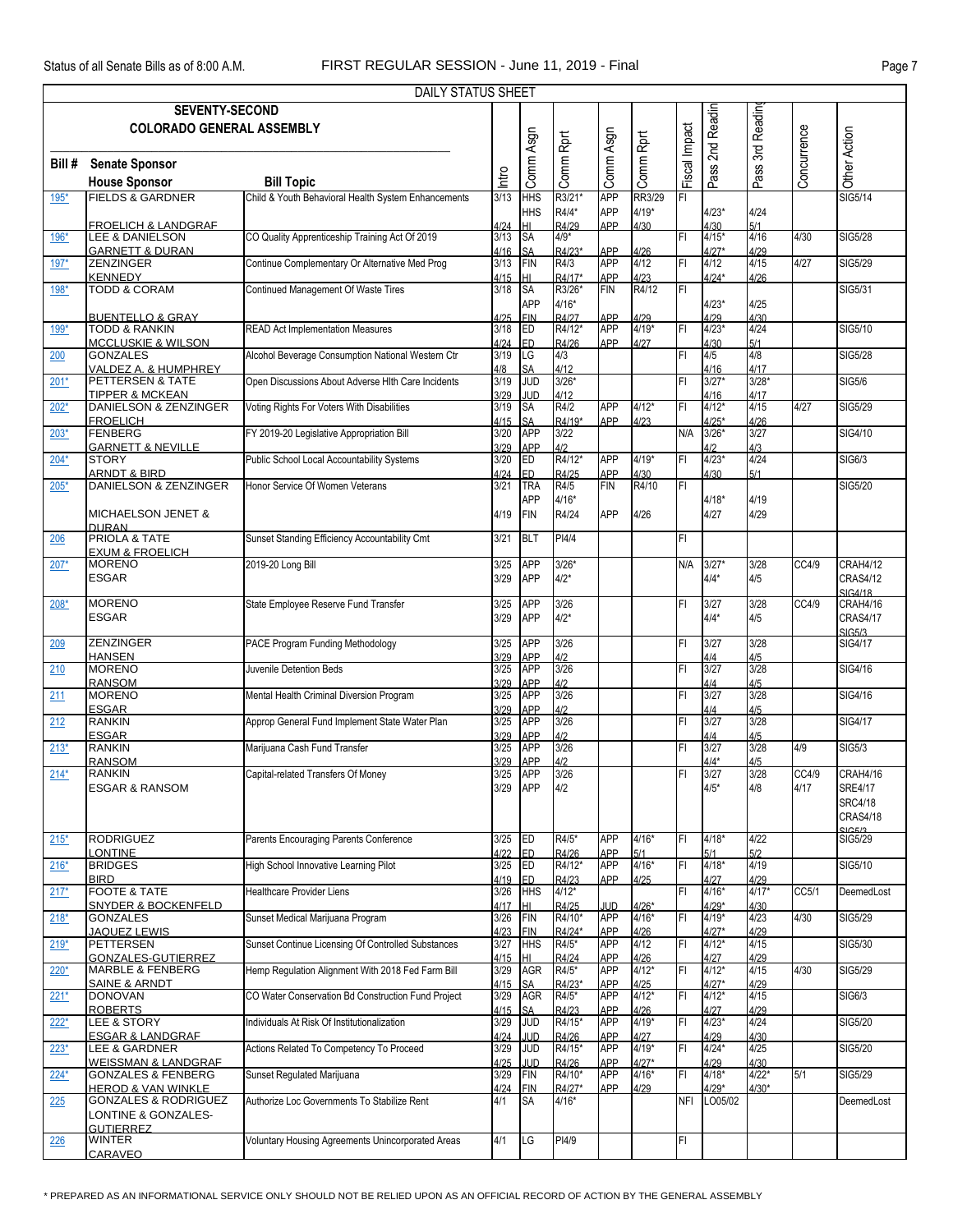DAILY STATUS SHEET

| SEVENTY-SECOND COLORADO GENERAL ASSEMBLY<br>Bill # / Senate Sponsor / House Sponsor | Bill Topic | Intro | Comm Asgn | Comm Rprt | Comm Asgn | Comm Rprt | Fiscal Impact | Pass 2nd Readin | Pass 3rd Reading | Concurrence | Other Action |
|---|---|---|---|---|---|---|---|---|---|---|---|
| 195* FIELDS & GARDNER<br>FROELICH & LANDGRAF | Child & Youth Behavioral Health System Enhancements | 3/13<br>4/24 | HHS<br>HHS<br>HI | R3/21*<br>R4/4*<br>R4/29 | APP<br>APP<br>APP | RR3/29<br>4/19*<br>4/30 | FI | 4/23*<br>4/30 | 4/24<br>5/1 | | SIG5/14 |
| 196* LEE & DANIELSON<br>GARNETT & DURAN | CO Quality Apprenticeship Training Act Of 2019 | 3/13<br>4/16 | SA<br>SA | 4/9*<br>R4/23* | APP | 4/26 | FI | 4/15*<br>4/27* | 4/16<br>4/29 | 4/30 | SIG5/28 |
| 197* ZENZINGER<br>KENNEDY | Continue Complementary Or Alternative Med Prog | 3/13<br>4/15 | FIN<br>HI | R4/3<br>R4/17* | APP<br>APP | 4/12<br>4/23 | FI | 4/12<br>4/24* | 4/15<br>4/26 | 4/27 | SIG5/29 |
| 198* TODD & CORAM<br>BUENTELLO & GRAY | Continued Management Of Waste Tires | 3/18<br>4/25 | SA<br>APP<br>FIN | R3/26*<br>4/16*<br>R4/27 | FIN<br>APP | R4/12<br>4/29 | FI | 4/23*<br>4/29 | 4/25<br>4/30 | | SIG5/31 |
| 199* TODD & RANKIN<br>MCCLUSKIE & WILSON | READ Act Implementation Measures | 3/18<br>4/24 | ED<br>ED | R4/12*<br>R4/26 | APP<br>APP | 4/19*<br>4/27 | FI | 4/23*<br>4/30 | 4/24<br>5/1 | | SIG5/10 |
| 200 GONZALES<br>VALDEZ A. & HUMPHREY | Alcohol Beverage Consumption National Western Ctr | 3/19<br>4/8 | LG<br>SA | 4/3<br>4/12 | | | FI | 4/5<br>4/16 | 4/8<br>4/17 | | SIG5/28 |
| 201* PETTERSEN & TATE<br>TIPPER & MCKEAN | Open Discussions About Adverse Hlth Care Incidents | 3/19<br>3/29 | JUD<br>JUD | 3/26*<br>4/12 | | | FI | 3/27*<br>4/16 | 3/28*<br>4/17 | | SIG5/6 |
| 202* DANIELSON & ZENZINGER<br>FROELICH | Voting Rights For Voters With Disabilities | 3/19<br>4/15 | SA<br>SA | R4/2<br>R4/19* | APP<br>APP | 4/12*<br>4/23 | FI | 4/12*<br>4/25* | 4/15<br>4/26 | 4/27 | SIG5/29 |
| 203* FENBERG<br>GARNETT & NEVILLE | FY 2019-20 Legislative Appropriation Bill | 3/20<br>3/29 | APP<br>APP | 3/22<br>4/2 | | | N/A | 3/26*<br>4/2 | 3/27<br>4/3 | | SIG4/10 |
| 204* STORY<br>ARNDT & BIRD | Public School Local Accountability Systems | 3/20<br>4/24 | ED<br>ED | R4/12*<br>R4/25 | APP<br>APP | 4/19*<br>4/30 | FI | 4/23*<br>4/30 | 4/24<br>5/1 | | SIG6/3 |
| 205* DANIELSON & ZENZINGER<br>MICHAELSON JENET & DURAN | Honor Service Of Women Veterans | 3/21<br>4/19 | TRA<br>APP<br>FIN | R4/5<br>4/16*<br>R4/24 | FIN<br>APP | R4/10<br>4/26 | FI | 4/18*<br>4/27 | 4/19<br>4/29 | | SIG5/20 |
| 206 PRIOLA & TATE<br>EXUM & FROELICH | Sunset Standing Efficiency Accountability Cmt | 3/21 | BLT | PI4/4 | | | FI | | | | |
| 207* MORENO<br>ESGAR | 2019-20 Long Bill | 3/25<br>3/29 | APP<br>APP | 3/26*<br>4/2* | | | N/A | 3/27*<br>4/4* | 3/28<br>4/5 | CC4/9 | CRAH4/12<br>CRAS4/12<br>SIG4/18 |
| 208* MORENO<br>ESGAR | State Employee Reserve Fund Transfer | 3/25<br>3/29 | APP<br>APP | 3/26<br>4/2* | | | FI | 3/27<br>4/4* | 3/28<br>4/5 | CC4/9 | CRAH4/16<br>CRAS4/17<br>SIG5/3 |
| 209 ZENZINGER<br>HANSEN | PACE Program Funding Methodology | 3/25<br>3/29 | APP<br>APP | 3/26<br>4/2 | | | FI | 3/27<br>4/4 | 3/28<br>4/5 | | SIG4/17 |
| 210 MORENO<br>RANSOM | Juvenile Detention Beds | 3/25<br>3/29 | APP<br>APP | 3/26<br>4/2 | | | FI | 3/27<br>4/4 | 3/28<br>4/5 | | SIG4/16 |
| 211 MORENO<br>ESGAR | Mental Health Criminal Diversion Program | 3/25<br>3/29 | APP<br>APP | 3/26<br>4/2 | | | FI | 3/27<br>4/4 | 3/28<br>4/5 | | SIG4/16 |
| 212 RANKIN<br>ESGAR | Approp General Fund Implement State Water Plan | 3/25<br>3/29 | APP<br>APP | 3/26<br>4/2 | | | FI | 3/27<br>4/4 | 3/28<br>4/5 | | SIG4/17 |
| 213* RANKIN<br>RANSOM | Marijuana Cash Fund Transfer | 3/25<br>3/29 | APP<br>APP | 3/26<br>4/2 | | | FI | 3/27<br>4/4* | 3/28<br>4/5 | 4/9 | SIG5/3 |
| 214* RANKIN<br>ESGAR & RANSOM | Capital-related Transfers Of Money | 3/25<br>3/29 | APP<br>APP | 3/26<br>4/2 | | | FI | 3/27<br>4/5* | 3/28<br>4/8 | CC4/9<br>4/17 | CRAH4/16<br>SRE4/17<br>SRC4/18<br>CRAS4/18<br>SIG5/3 |
| 215* RODRIGUEZ<br>LONTINE | Parents Encouraging Parents Conference | 3/25<br>4/22 | ED<br>ED | R4/5*<br>R4/26 | APP<br>APP | 4/16*<br>5/1 | FI | 4/18*<br>5/1 | 4/22<br>5/2 | | SIG5/29 |
| 216* BRIDGES<br>BIRD | High School Innovative Learning Pilot | 3/25<br>4/19 | ED<br>ED | R4/12*<br>R4/23 | APP<br>APP | 4/16*<br>4/25 | FI | 4/18*<br>4/27 | 4/19<br>4/29 | | SIG5/10 |
| 217* FOOTE & TATE<br>SNYDER & BOCKENFELD | Healthcare Provider Liens | 3/26<br>4/17 | HHS<br>HI | 4/12*<br>R4/25 | JUD | 4/26* | FI | 4/16*<br>4/29* | 4/17*<br>4/30 | CC5/1 | DeemedLost |
| 218* GONZALES<br>JAQUEZ LEWIS | Sunset Medical Marijuana Program | 3/26<br>4/23 | FIN<br>FIN | R4/10*<br>R4/24* | APP<br>APP | 4/16*<br>4/26 | FI | 4/19*<br>4/27* | 4/23<br>4/29 | 4/30 | SIG5/29 |
| 219* PETTERSEN<br>GONZALES-GUTIERREZ | Sunset Continue Licensing Of Controlled Substances | 3/27<br>4/15 | HHS<br>HI | R4/5*<br>R4/24 | APP<br>APP | 4/12<br>4/26 | FI | 4/12*<br>4/27 | 4/15<br>4/29 | | SIG5/30 |
| 220* MARBLE & FENBERG<br>SAINE & ARNDT | Hemp Regulation Alignment With 2018 Fed Farm Bill | 3/29<br>4/15 | AGR<br>SA | R4/5*<br>R4/23* | APP<br>APP | 4/12*<br>4/25 | FI | 4/12*<br>4/27* | 4/15<br>4/29 | 4/30 | SIG5/29 |
| 221* DONOVAN<br>ROBERTS | CO Water Conservation Bd Construction Fund Project | 3/29<br>4/15 | AGR<br>SA | R4/5*<br>R4/23 | APP<br>APP | 4/12*<br>4/26 | FI | 4/12*<br>4/27 | 4/15<br>4/29 | | SIG6/3 |
| 222* LEE & STORY<br>ESGAR & LANDGRAF | Individuals At Risk Of Institutionalization | 3/29<br>4/24 | JUD<br>JUD | R4/15*<br>R4/26 | APP<br>APP | 4/19*<br>4/27 | FI | 4/23*<br>4/29 | 4/24<br>4/30 | | SIG5/20 |
| 223* LEE & GARDNER<br>WEISSMAN & LANDGRAF | Actions Related To Competency To Proceed | 3/29<br>4/25 | JUD<br>JUD | R4/15*<br>R4/26 | APP<br>APP | 4/19*<br>4/27* | FI | 4/24*<br>4/29 | 4/25<br>4/30 | | SIG5/20 |
| 224* GONZALES & FENBERG<br>HEROD & VAN WINKLE | Sunset Regulated Marijuana | 3/29<br>4/24 | FIN<br>FIN | R4/10*<br>R4/27* | APP<br>APP | 4/16*<br>4/29 | FI | 4/18*<br>4/29* | 4/22*<br>4/30* | 5/1 | SIG5/29 |
| 225 GONZALES & RODRIGUEZ<br>LONTINE & GONZALES-GUTIERREZ | Authorize Loc Governments To Stabilize Rent | 4/1 | SA | 4/16* | | | NFI | LO05/02 | | | DeemedLost |
| 226 WINTER<br>CARAVEO | Voluntary Housing Agreements Unincorporated Areas | 4/1 | LG | PI4/9 | | | FI | | | | |

\* PREPARED AS AN INFORMATIONAL SERVICE ONLY SHOULD NOT BE RELIED UPON AS AN OFFICIAL RECORD OF ACTION BY THE GENERAL ASSEMBLY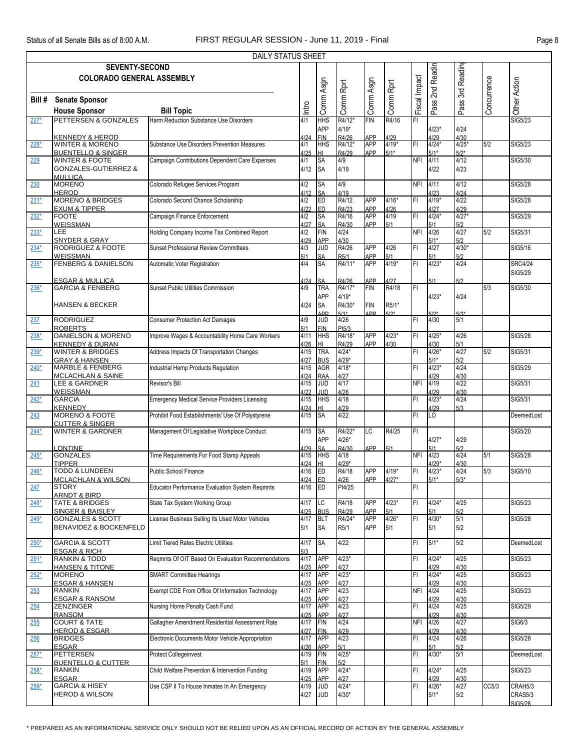Status of all Senate Bills as of 8:00 A.M. FIRST REGULAR SESSION - June 11, 2019 - Final

DAILY STATUS SHEET

**SEVENTY-SECOND COLORADO GENERAL ASSEMBLY**

| Bill # | Senate Sponsor / House Sponsor | Bill Topic | Intro | Comm Asgn | Comm Rprt | Comm Asgn | Comm Rprt | Fiscal Impact | Pass 2nd Readin | Pass 3rd Reading | Concurrence | Other Action |
|---|---|---|---|---|---|---|---|---|---|---|---|---|
| 227* | PETTERSEN & GONZALES / KENNEDY & HEROD | Harm Reduction Substance Use Disorders | 4/1 / 4/24 | HHS APP / FIN | R4/12* 4/19* / R4/26 | FIN / APP | R4/16 / 4/29 | FI | 4/23* / 4/29 | 4/24 / 4/30 | | SIG5/23 |
| 228* | WINTER & MORENO / BUENTELLO & SINGER | Substance Use Disorders Prevention Measures | 4/1 / 4/25 | HHS / HI | R4/12* / R4/29 | APP / APP | 4/19* / 5/1* | FI | 4/24* / 5/1* | 4/25* / 5/2* | 5/2 | SIG5/23 |
| 229 | WINTER & FOOTE / GONZALES-GUTIERREZ & MULLICA | Campaign Contributions Dependent Care Expenses | 4/1 / 4/12 | SA / SA | 4/9 / 4/19 | | | NFI | 4/11 / 4/22 | 4/12 / 4/23 | | SIG5/30 |
| 230 | MORENO / HEROD | Colorado Refugee Services Program | 4/2 / 4/12 | SA / SA | 4/9 / 4/19 | | | NFI | 4/11 / 4/23 | 4/12 / 4/24 | | SIG5/28 |
| 231* | MORENO & BRIDGES / EXUM & TIPPER | Colorado Second Chance Scholarship | 4/2 / 4/22 | ED / ED | R4/12 / R4/23 | APP / APP | 4/16* / 4/26 | FI | 4/19* / 4/27 | 4/22 / 4/29 | | SIG5/28 |
| 232* | FOOTE / WEISSMAN | Campaign Finance Enforcement | 4/2 / 4/27 | SA / SA | R4/16 / R4/30 | APP / APP | 4/19 / 5/1 | FI | 4/24* / 5/1 | 4/27* / 5/2 | | SIG5/29 |
| 233* | LEE / SNYDER & GRAY | Holding Company Income Tax Combined Report | 4/2 / 4/29 | FIN / APP | 4/24 / 4/30 | | | NFI | 4/26 / 5/1* | 4/27 / 5/2 | 5/2 | SIG5/31 |
| 234* | RODRIGUEZ & FOOTE / WEISSMAN | Sunset Professional Review Committees | 4/3 / 5/1 | JUD / SA | R4/26 / R5/1 | APP / APP | 4/26 / 5/1 | FI | 4/27 / 5/1 | 4/30* / 5/2 | | SIG5/16 |
| 235* | FENBERG & DANIELSON / ESGAR & MULLICA | Automatic Voter Registration | 4/4 / 4/24 | SA / SA | R4/11* / R4/26 | APP / APP | 4/19* / 4/27 | FI | 4/23* / 5/1 | 4/24 / 5/2 | | SRC4/24 SIG5/29 |
| 236* | GARCIA & FENBERG / HANSEN & BECKER | Sunset Public Utilities Commission | 4/9 / 4/24 | TRA APP / SA APP | R4/17* 4/19* / R4/30* 5/1* | FIN / FIN APP | R4/18 / R5/1* 5/2* | FI | 4/23* / 5/2* | 4/24 / 5/3* | 5/3 | SIG5/30 |
| 237 | RODRIGUEZ / ROBERTS | Consumer Protection Act Damages | 4/9 / 5/1 | JUD / FIN | 4/26 / PI5/3 | | | FI | 4/30 | 5/1 | | |
| 238* | DANIELSON & MORENO / KENNEDY & DURAN | Improve Wages & Accountability Home Care Workers | 4/11 / 4/26 | HHS / HI | R4/18* / R4/29 | APP / APP | 4/23* / 4/30 | FI | 4/25* / 4/30 | 4/26 / 5/1 | | SIG5/28 |
| 239* | WINTER & BRIDGES / GRAY & HANSEN | Address Impacts Of Transportation Changes | 4/15 / 4/27 | TRA / BUS | R4/24* / 4/29* | | | FI | 4/26* / 5/1* | 4/27 / 5/2 | 5/2 | SIG5/31 |
| 240* | MARBLE & FENBERG / MCLACHLAN & SAINE | Industrial Hemp Products Regulation | 4/15 / 4/24 | AGR / RAA | 4/18* / 4/27 | | | FI | 4/23* / 4/29 | 4/24 / 4/30 | | SIG5/29 |
| 241 | LEE & GARDNER / WEISSMAN | Revisor's Bill | 4/15 / 4/22 | JUD / JUD | 4/17 / 4/26 | | | NFI | 4/19 / 4/29 | 4/22 / 4/30 | | SIG5/31 |
| 242* | GARCIA / KENNEDY | Emergency Medical Service Providers Licensing | 4/15 / 4/24 | HHS / HI | 4/18 / 4/29 | | | FI | 4/23* / 4/29 | 4/24 / 5/3 | | SIG5/31 |
| 243 | MORENO & FOOTE / CUTTER & SINGER | Prohibit Food Establishments' Use Of Polystyrene | 4/15 | SA | 4/22 | | | FI | LO | | | DeemedLost |
| 244* | WINTER & GARDNER / LONTINE | Management Of Legislative Workplace Conduct | 4/15 / 4/29 | SA APP / SA | R4/22* 4/26* / R4/30 | LC / APP | R4/25 / 5/1 | FI | 4/27* / 5/1 | 4/29 / 5/2 | | SIG5/20 |
| 245* | GONZALES / TIPPER | Time Requirements For Food Stamp Appeals | 4/15 / 4/24 | HHS / HI | 4/18 / 4/29* | | | NFI | 4/23 / 4/29* | 4/24 / 4/30 | 5/1 | SIG5/28 |
| 246* | TODD & LUNDEEN / MCLACHLAN & WILSON | Public School Finance | 4/16 / 4/24 | ED / ED | R4/18 / 4/26 | APP / APP | 4/19* / 4/27* | FI | 4/23* / 5/1* | 4/24 / 5/3* | 5/3 | SIG5/10 |
| 247 | STORY / ARNDT & BIRD | Educator Performance Evaluation System Reqmnts | 4/16 | ED | PI4/25 | | | FI | | | | |
| 248* | TATE & BRIDGES / SINGER & BAISLEY | State Tax System Working Group | 4/17 / 4/25 | LC / BUS | R4/18 / R4/29 | APP / APP | 4/23* / 5/1 | FI | 4/24* / 5/1 | 4/25 / 5/2 | | SIG5/23 |
| 249* | GONZALES & SCOTT / BENAVIDEZ & BOCKENFELD | License Business Selling Its Used Motor Vehicles | 4/17 / 5/1 | BLT / SA | R4/24* / R5/1 | APP / APP | 4/26* / 5/1 | FI | 4/30* / 5/1 | 5/1 / 5/2 | | SIG5/28 |
| 250* | GARCIA & SCOTT / ESGAR & RICH | Limit Tiered Rates Electric Utilities | 4/17 / 5/3 | SA | 4/22 | | | FI | 5/1* | 5/2 | | DeemedLost |
| 251* | RANKIN & TODD / HANSEN & TITONE | Reqmnts Of OIT Based On Evaluation Recommendations | 4/17 / 4/25 | APP / APP | 4/23* / 4/27 | | | FI | 4/24* / 4/29 | 4/25 / 4/30 | | SIG5/23 |
| 252* | MORENO / ESGAR & HANSEN | SMART Committee Hearings | 4/17 / 4/25 | APP / APP | 4/23* / 4/27 | | | FI | 4/24* / 4/29 | 4/25 / 4/30 | | SIG5/23 |
| 253 | RANKIN / ESGAR & RANSOM | Exempt CDE From Office Of Information Technology | 4/17 / 4/25 | APP / APP | 4/23 / 4/27 | | | NFI | 4/24 / 4/29 | 4/25 / 4/30 | | SIG5/23 |
| 254 | ZENZINGER / RANSOM | Nursing Home Penalty Cash Fund | 4/17 / 4/25 | APP / APP | 4/23 / 4/27 | | | FI | 4/24 / 4/29 | 4/25 / 4/30 | | SIG5/29 |
| 255 | COURT & TATE / HEROD & ESGAR | Gallagher Amendment Residential Assessment Rate | 4/17 / 4/27 | FIN / FIN | 4/24 / 4/29 | | | NFI | 4/26 / 4/29 | 4/27 / 4/30 | | SIG6/3 |
| 256 | BRIDGES / ESGAR | Electronic Documents Motor Vehicle Appropriation | 4/17 / 4/26 | APP / APP | 4/23 / 5/1 | | | FI | 4/24 / 5/1 | 4/26 / 5/2 | | SIG5/28 |
| 257* | PETTERSEN / BUENTELLO & CUTTER | Protect Collegeinvest | 4/19 / 5/1 | FIN / FIN | 4/25* / 5/2 | | | FI | 4/30* | 5/1 | | DeemedLost |
| 258* | RANKIN / ESGAR | Child Welfare Prevention & Intervention Funding | 4/19 / 4/25 | APP / APP | 4/24* / 4/27 | | | FI | 4/24* / 4/29 | 4/25 / 4/30 | | SIG5/23 |
| 259* | GARCIA & HISEY / HEROD & WILSON | Use CSP II To House Inmates In An Emergency | 4/19 / 4/27 | JUD / JUD | 4/24* / 4/30* | | | FI | 4/26* / 5/1* | 4/27 / 5/2 | CC5/3 | CRAH5/3 CRAS5/3 SIG5/28 |

* PREPARED AS AN INFORMATIONAL SERVICE ONLY SHOULD NOT BE RELIED UPON AS AN OFFICIAL RECORD OF ACTION BY THE GENERAL ASSEMBLY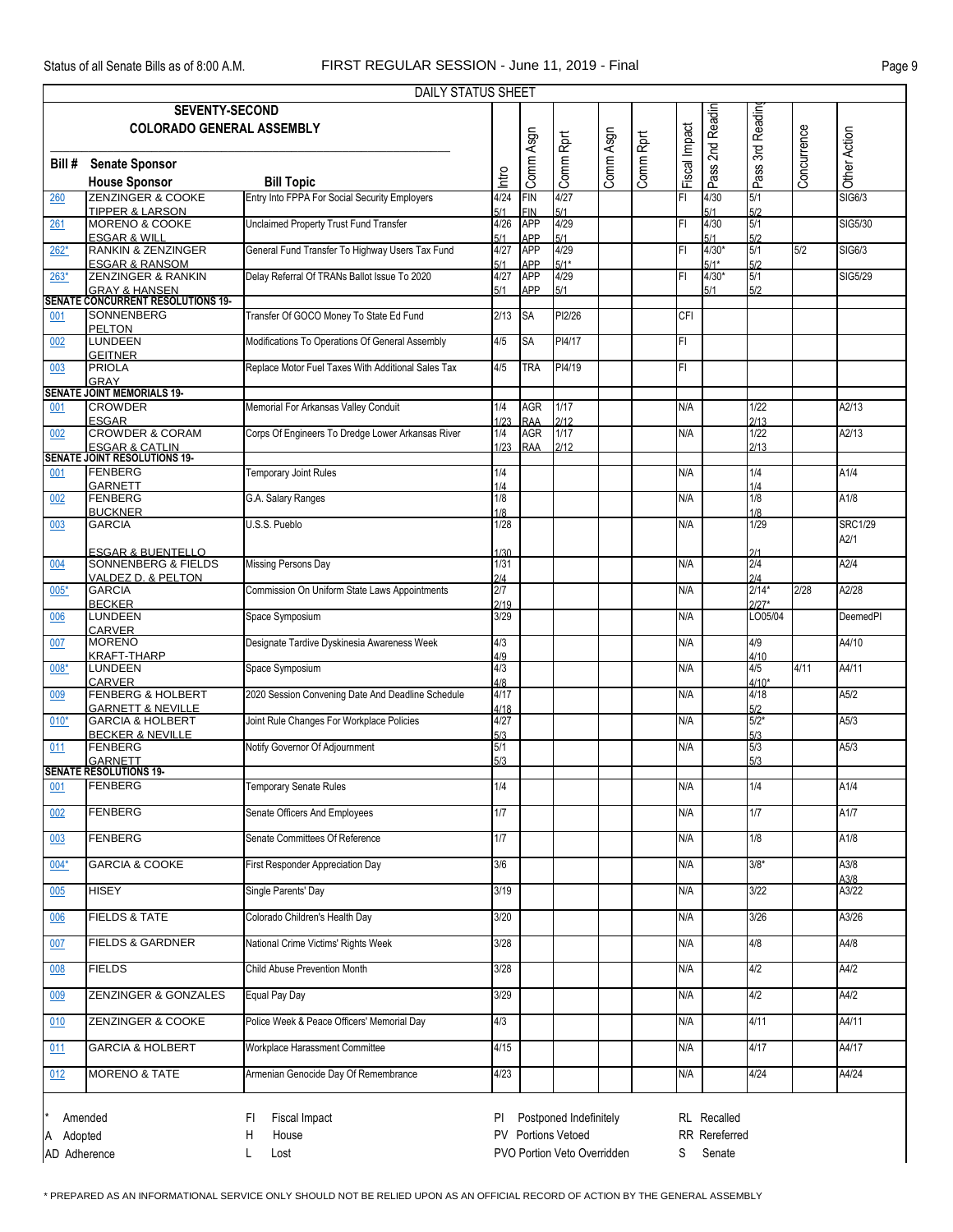DAILY STATUS SHEET

**SEVENTY-SECOND COLORADO GENERAL ASSEMBLY**

| Bill # | Senate Sponsor / House Sponsor | Bill Topic | Intro | Comm Asgn | Comm Rprt | Comm Asgn | Comm Rprt | Fiscal Impact | Pass 2nd Readin | Pass 3rd Reading | Concurrence | Other Action |
|---|---|---|---|---|---|---|---|---|---|---|---|---|
| 260 | ZENZINGER & COOKE / TIPPER & LARSON | Entry Into FPPA For Social Security Employers | 4/24 5/1 | FIN FIN | 4/27 5/1 | | | FI | 4/30 5/1 | 5/1 5/2 | | SIG6/3 |
| 261 | MORENO & COOKE / ESGAR & WILL | Unclaimed Property Trust Fund Transfer | 4/26 5/1 | APP APP | 4/29 5/1 | | | FI | 4/30 5/1 | 5/1 5/2 | | SIG5/30 |
| 262* | RANKIN & ZENZINGER / ESGAR & RANSOM | General Fund Transfer To Highway Users Tax Fund | 4/27 5/1 | APP APP | 4/29 5/1* | | | FI | 4/30* 5/1* | 5/1 5/2 | 5/2 | SIG6/3 |
| 263* | ZENZINGER & RANKIN / GRAY & HANSEN | Delay Referral Of TRANs Ballot Issue To 2020 | 4/27 5/1 | APP APP | 4/29 5/1 | | | FI | 4/30* 5/1 | 5/1 5/2 | | SIG5/29 |
| **SENATE CONCURRENT RESOLUTIONS 19-** | | | | | | | | | | | | |
| 001 | SONNENBERG / PELTON | Transfer Of GOCO Money To State Ed Fund | 2/13 | SA | PI2/26 | | | CFI | | | | |
| 002 | LUNDEEN / GEITNER | Modifications To Operations Of General Assembly | 4/5 | SA | PI4/17 | | | FI | | | | |
| 003 | PRIOLA / GRAY | Replace Motor Fuel Taxes With Additional Sales Tax | 4/5 | TRA | PI4/19 | | | FI | | | | |
| **SENATE JOINT MEMORIALS 19-** | | | | | | | | | | | | |
| 001 | CROWDER / ESGAR | Memorial For Arkansas Valley Conduit | 1/4 1/23 | AGR RAA | 1/17 2/12 | | | N/A | | 1/22 2/13 | | A2/13 |
| 002 | CROWDER & CORAM / ESGAR & CATLIN | Corps Of Engineers To Dredge Lower Arkansas River | 1/4 1/23 | AGR RAA | 1/17 2/12 | | | N/A | | 1/22 2/13 | | A2/13 |
| **SENATE JOINT RESOLUTIONS 19-** | | | | | | | | | | | | |
| 001 | FENBERG / GARNETT | Temporary Joint Rules | 1/4 1/4 | | | | | N/A | | 1/4 1/4 | | A1/4 |
| 002 | FENBERG / BUCKNER | G.A. Salary Ranges | 1/8 1/8 | | | | | N/A | | 1/8 1/8 | | A1/8 |
| 003 | GARCIA / ESGAR & BUENTELLO | U.S.S. Pueblo | 1/28 1/30 | | | | | N/A | | 1/29 2/1 | | SRC1/29 A2/1 |
| 004 | SONNENBERG & FIELDS / VALDEZ D. & PELTON | Missing Persons Day | 1/31 2/4 | | | | | N/A | | 2/4 2/4 | | A2/4 |
| 005* | GARCIA / BECKER | Commission On Uniform State Laws Appointments | 2/7 2/19 | | | | | N/A | | 2/14* 2/27* | 2/28 | A2/28 |
| 006 | LUNDEEN / CARVER | Space Symposium | 3/29 | | | | | N/A | | LO05/04 | | DeemedPI |
| 007 | MORENO / KRAFT-THARP | Designate Tardive Dyskinesia Awareness Week | 4/3 4/9 | | | | | N/A | | 4/9 4/10 | | A4/10 |
| 008* | LUNDEEN / CARVER | Space Symposium | 4/3 4/8 | | | | | N/A | | 4/5 4/10* | 4/11 | A4/11 |
| 009 | FENBERG & HOLBERT / GARNETT & NEVILLE | 2020 Session Convening Date And Deadline Schedule | 4/17 4/18 | | | | | N/A | | 4/18 5/2 | | A5/2 |
| 010* | GARCIA & HOLBERT / BECKER & NEVILLE | Joint Rule Changes For Workplace Policies | 4/27 5/3 | | | | | N/A | | 5/2* 5/3 | | A5/3 |
| 011 | FENBERG / GARNETT | Notify Governor Of Adjournment | 5/1 5/3 | | | | | N/A | | 5/3 5/3 | | A5/3 |
| **SENATE RESOLUTIONS 19-** | | | | | | | | | | | | |
| 001 | FENBERG | Temporary Senate Rules | 1/4 | | | | | N/A | | 1/4 | | A1/4 |
| 002 | FENBERG | Senate Officers And Employees | 1/7 | | | | | N/A | | 1/7 | | A1/7 |
| 003 | FENBERG | Senate Committees Of Reference | 1/7 | | | | | N/A | | 1/8 | | A1/8 |
| 004* | GARCIA & COOKE | First Responder Appreciation Day | 3/6 | | | | | N/A | | 3/8* | | A3/8 A3/8 |
| 005 | HISEY | Single Parents' Day | 3/19 | | | | | N/A | | 3/22 | | A3/22 |
| 006 | FIELDS & TATE | Colorado Children's Health Day | 3/20 | | | | | N/A | | 3/26 | | A3/26 |
| 007 | FIELDS & GARDNER | National Crime Victims' Rights Week | 3/28 | | | | | N/A | | 4/8 | | A4/8 |
| 008 | FIELDS | Child Abuse Prevention Month | 3/28 | | | | | N/A | | 4/2 | | A4/2 |
| 009 | ZENZINGER & GONZALES | Equal Pay Day | 3/29 | | | | | N/A | | 4/2 | | A4/2 |
| 010 | ZENZINGER & COOKE | Police Week & Peace Officers' Memorial Day | 4/3 | | | | | N/A | | 4/11 | | A4/11 |
| 011 | GARCIA & HOLBERT | Workplace Harassment Committee | 4/15 | | | | | N/A | | 4/17 | | A4/17 |
| 012 | MORENO & TATE | Armenian Genocide Day Of Remembrance | 4/23 | | | | | N/A | | 4/24 | | A4/24 |

\* Amended
A Adopted
AD Adherence

FI Fiscal Impact
H House
L Lost

PI Postponed Indefinitely
PV Portions Vetoed
PVO Portion Veto Overridden

RL Recalled
RR Rereferred
S Senate

* PREPARED AS AN INFORMATIONAL SERVICE ONLY SHOULD NOT BE RELIED UPON AS AN OFFICIAL RECORD OF ACTION BY THE GENERAL ASSEMBLY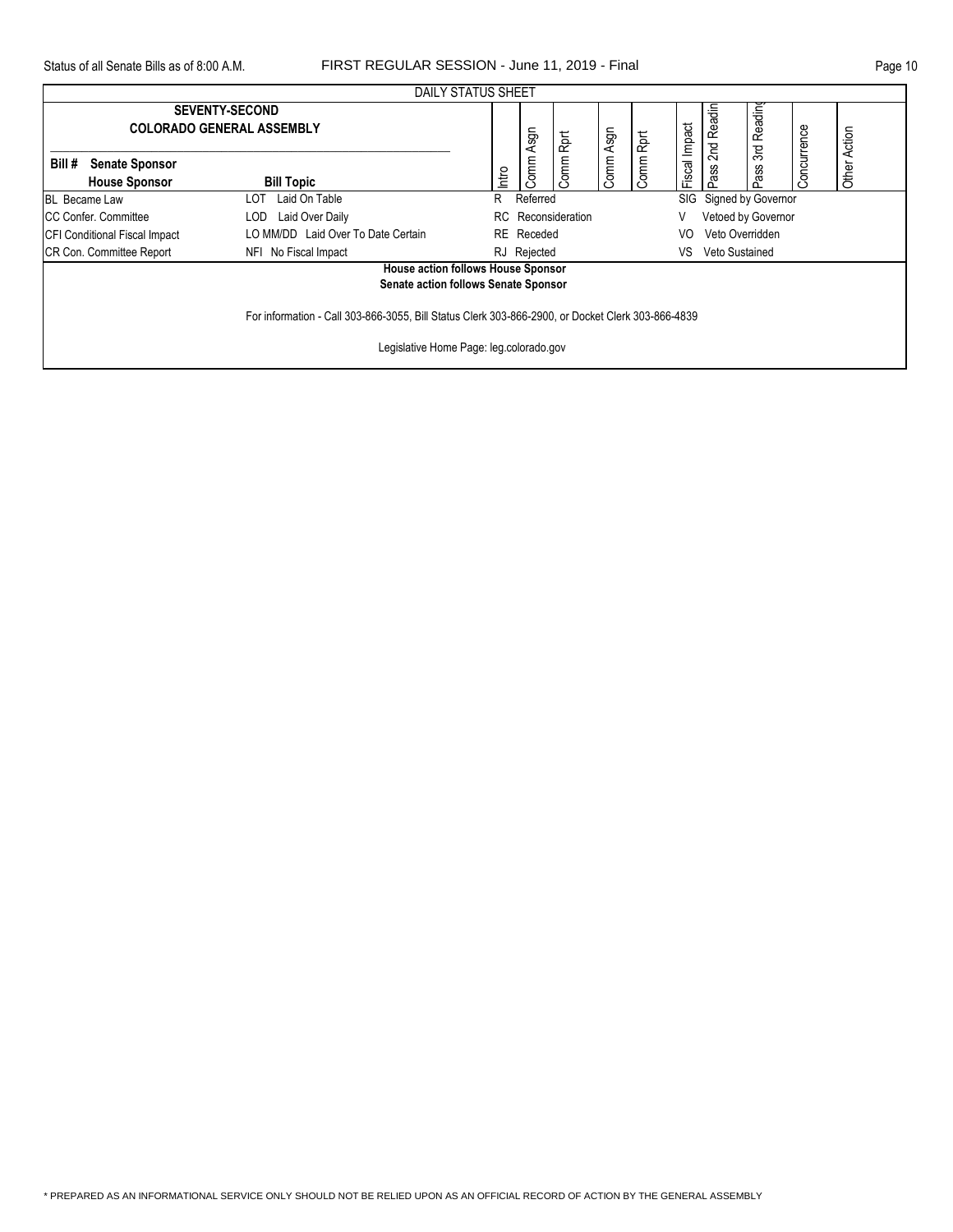DAILY STATUS SHEET

| SEVENTY-SECOND COLORADO GENERAL ASSEMBLY | | Intro | Comm Asgn | Comm Rprt | Comm Asgn | Comm Rprt | Fiscal Impact | Pass 2nd Readin | Pass 3rd Reading | Concurrence | Other Action |
|---|---|---|---|---|---|---|---|---|---|---|---|
| Bill # Senate Sponsor House Sponsor | Bill Topic | | | | | | | | | | |

| | | | |
|---|---|---|---|
| BL Became Law | LOT Laid On Table | R Referred | SIG Signed by Governor |
| CC Confer. Committee | LOD Laid Over Daily | RC Reconsideration | V Vetoed by Governor |
| CFI Conditional Fiscal Impact | LO MM/DD Laid Over To Date Certain | RE Receded | VO Veto Overridden |
| CR Con. Committee Report | NFI No Fiscal Impact | RJ Rejected | VS Veto Sustained |

**House action follows House Sponsor**

**Senate action follows Senate Sponsor**

For information - Call 303-866-3055, Bill Status Clerk 303-866-2900, or Docket Clerk 303-866-4839

Legislative Home Page: leg.colorado.gov

\* PREPARED AS AN INFORMATIONAL SERVICE ONLY SHOULD NOT BE RELIED UPON AS AN OFFICIAL RECORD OF ACTION BY THE GENERAL ASSEMBLY